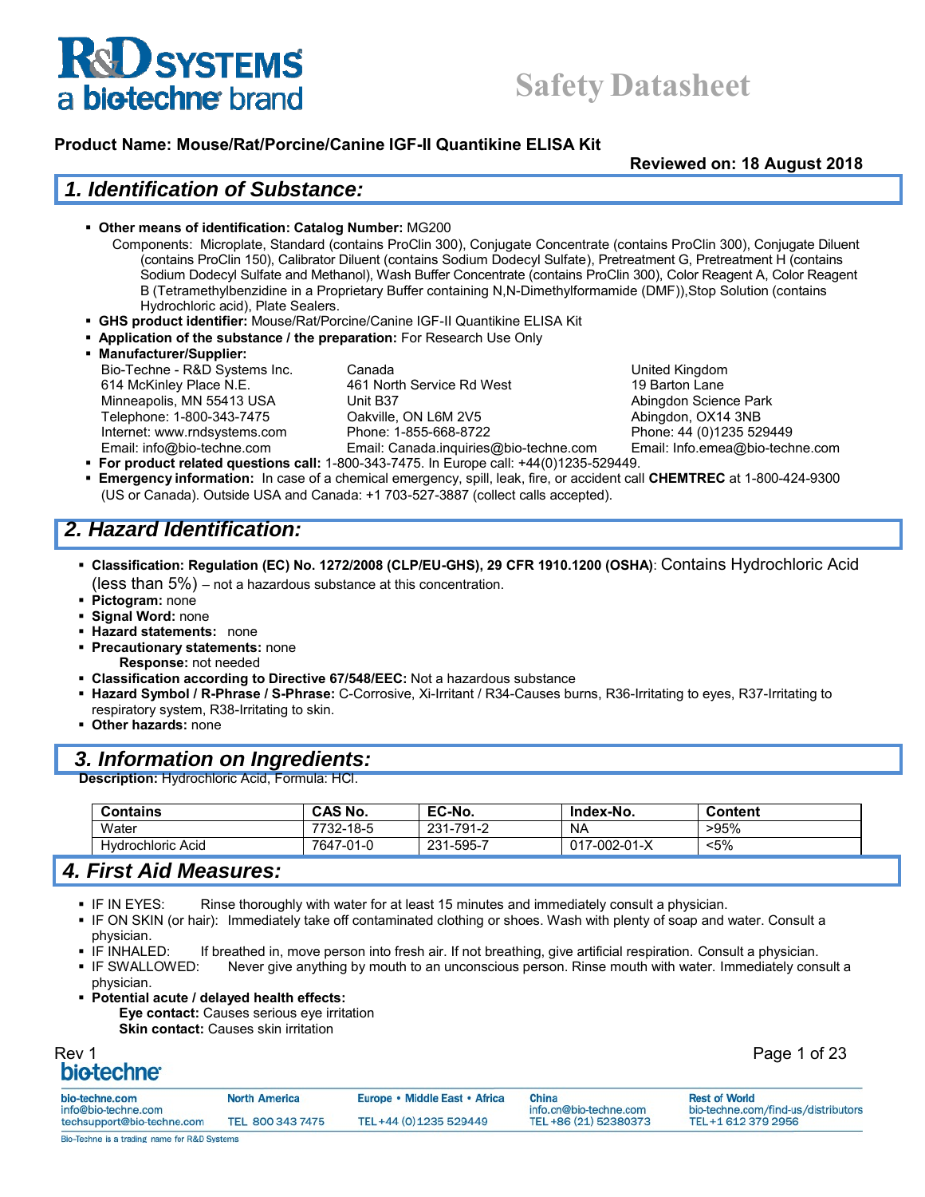# Safety Datasheet

**Product Name: Mouse/Rat/Porcine/Canine IGF-II Quantikine ELISA Kit**

**Reviewed on: 18 August 2018**

## 1. Identification of Substance:

- **Other means of identification: Catalog Number:** MG200

  Components: Microplate, Standard (contains ProClin 300), Conjugate Concentrate (contains ProClin 300), Conjugate Diluent (contains ProClin 150), Calibrator Diluent (contains Sodium Dodecyl Sulfate), Pretreatment G, Pretreatment H (contains Sodium Dodecyl Sulfate and Methanol), Wash Buffer Concentrate (contains ProClin 300), Color Reagent A, Color Reagent B (Tetramethylbenzidine in a Proprietary Buffer containing N,N-Dimethylformamide (DMF)),Stop Solution (contains Hydrochloric acid), Plate Sealers.
- **GHS product identifier:** Mouse/Rat/Porcine/Canine IGF-II Quantikine ELISA Kit
- **Application of the substance / the preparation:** For Research Use Only
- **Manufacturer/Supplier:**

  Bio-Techne - R&D Systems Inc.
  614 McKinley Place N.E.
  Minneapolis, MN 55413 USA
  Telephone: 1-800-343-7475
  Internet: www.rndsystems.com
  Email: info@bio-techne.com

  Canada
  461 North Service Rd West
  Unit B37
  Oakville, ON L6M 2V5
  Phone: 1-855-668-8722
  Email: Canada.inquiries@bio-techne.com

  United Kingdom
  19 Barton Lane
  Abingdon Science Park
  Abingdon, OX14 3NB
  Phone: 44 (0)1235 529449
  Email: Info.emea@bio-techne.com
- **For product related questions call:** 1-800-343-7475. In Europe call: +44(0)1235-529449.
- **Emergency information:** In case of a chemical emergency, spill, leak, fire, or accident call **CHEMTREC** at 1-800-424-9300 (US or Canada). Outside USA and Canada: +1 703-527-3887 (collect calls accepted).

## 2. Hazard Identification:

- **Classification: Regulation (EC) No. 1272/2008 (CLP/EU-GHS), 29 CFR 1910.1200 (OSHA)**: Contains Hydrochloric Acid (less than 5%) – not a hazardous substance at this concentration.
- **Pictogram:** none
- **Signal Word:** none
- **Hazard statements:** none
- **Precautionary statements:** none
  - **Response:** not needed
- **Classification according to Directive 67/548/EEC:** Not a hazardous substance
- **Hazard Symbol / R-Phrase / S-Phrase:** C-Corrosive, Xi-Irritant / R34-Causes burns, R36-Irritating to eyes, R37-Irritating to respiratory system, R38-Irritating to skin.
- **Other hazards:** none

## 3. Information on Ingredients:

**Description:** Hydrochloric Acid, Formula: HCl.

| Contains | CAS No. | EC-No. | Index-No. | Content |
|---|---|---|---|---|
| Water | 7732-18-5 | 231-791-2 | NA | >95% |
| Hydrochloric Acid | 7647-01-0 | 231-595-7 | 017-002-01-X | <5% |

## 4. First Aid Measures:

- IF IN EYES: Rinse thoroughly with water for at least 15 minutes and immediately consult a physician.
- IF ON SKIN (or hair): Immediately take off contaminated clothing or shoes. Wash with plenty of soap and water. Consult a physician.
- IF INHALED: If breathed in, move person into fresh air. If not breathing, give artificial respiration. Consult a physician.
- IF SWALLOWED: Never give anything by mouth to an unconscious person. Rinse mouth with water. Immediately consult a physician.
- **Potential acute / delayed health effects:**
  - **Eye contact:** Causes serious eye irritation
  - **Skin contact:** Causes skin irritation

Rev 1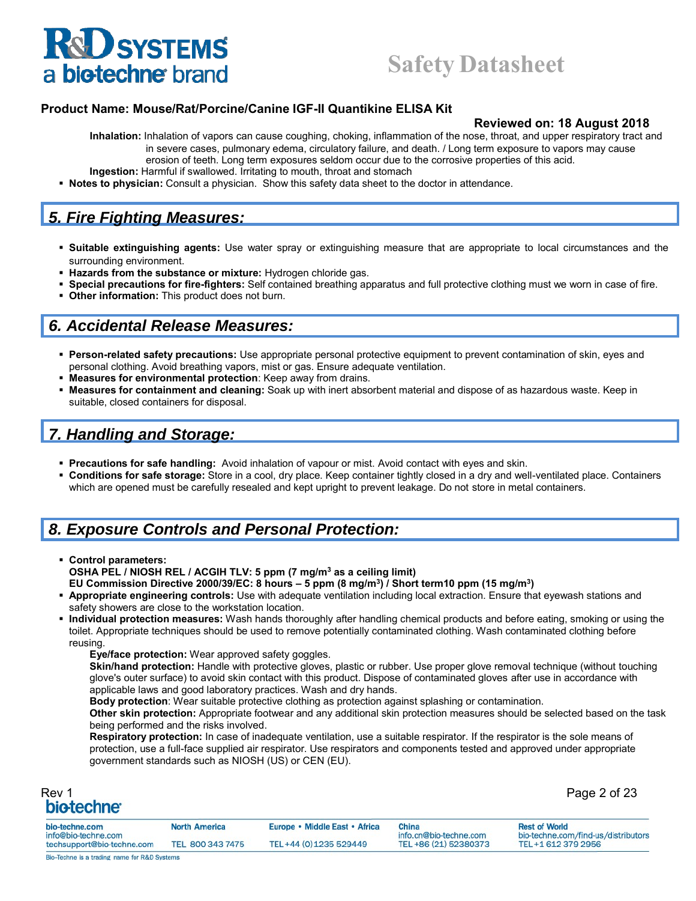**Inhalation:** Inhalation of vapors can cause coughing, choking, inflammation of the nose, throat, and upper respiratory tract and in severe cases, pulmonary edema, circulatory failure, and death. / Long term exposure to vapors may cause erosion of teeth. Long term exposures seldom occur due to the corrosive properties of this acid.

**Ingestion:** Harmful if swallowed. Irritating to mouth, throat and stomach

- **Notes to physician:** Consult a physician. Show this safety data sheet to the doctor in attendance.

## 5. Fire Fighting Measures:

- **Suitable extinguishing agents:** Use water spray or extinguishing measure that are appropriate to local circumstances and the surrounding environment.
- **Hazards from the substance or mixture:** Hydrogen chloride gas.
- **Special precautions for fire-fighters:** Self contained breathing apparatus and full protective clothing must we worn in case of fire.
- **Other information:** This product does not burn.

## 6. Accidental Release Measures:

- **Person-related safety precautions:** Use appropriate personal protective equipment to prevent contamination of skin, eyes and personal clothing. Avoid breathing vapors, mist or gas. Ensure adequate ventilation.
- **Measures for environmental protection**: Keep away from drains.
- **Measures for containment and cleaning:** Soak up with inert absorbent material and dispose of as hazardous waste. Keep in suitable, closed containers for disposal.

## 7. Handling and Storage:

- **Precautions for safe handling:** Avoid inhalation of vapour or mist. Avoid contact with eyes and skin.
- **Conditions for safe storage:** Store in a cool, dry place. Keep container tightly closed in a dry and well-ventilated place. Containers which are opened must be carefully resealed and kept upright to prevent leakage. Do not store in metal containers.

## 8. Exposure Controls and Personal Protection:

- **Control parameters:**
  **OSHA PEL / NIOSH REL / ACGIH TLV: 5 ppm (7 mg/m$^3$ as a ceiling limit)**
  **EU Commission Directive 2000/39/EC: 8 hours – 5 ppm (8 mg/m$^3$) / Short term10 ppm (15 mg/m$^3$)**
- **Appropriate engineering controls:** Use with adequate ventilation including local extraction. Ensure that eyewash stations and safety showers are close to the workstation location.
- **Individual protection measures:** Wash hands thoroughly after handling chemical products and before eating, smoking or using the toilet. Appropriate techniques should be used to remove potentially contaminated clothing. Wash contaminated clothing before reusing.

  **Eye/face protection:** Wear approved safety goggles.

  **Skin/hand protection:** Handle with protective gloves, plastic or rubber. Use proper glove removal technique (without touching glove's outer surface) to avoid skin contact with this product. Dispose of contaminated gloves after use in accordance with applicable laws and good laboratory practices. Wash and dry hands.

  **Body protection**: Wear suitable protective clothing as protection against splashing or contamination.

  **Other skin protection:** Appropriate footwear and any additional skin protection measures should be selected based on the task being performed and the risks involved.

  **Respiratory protection:** In case of inadequate ventilation, use a suitable respirator. If the respirator is the sole means of protection, use a full-face supplied air respirator. Use respirators and components tested and approved under appropriate government standards such as NIOSH (US) or CEN (EU).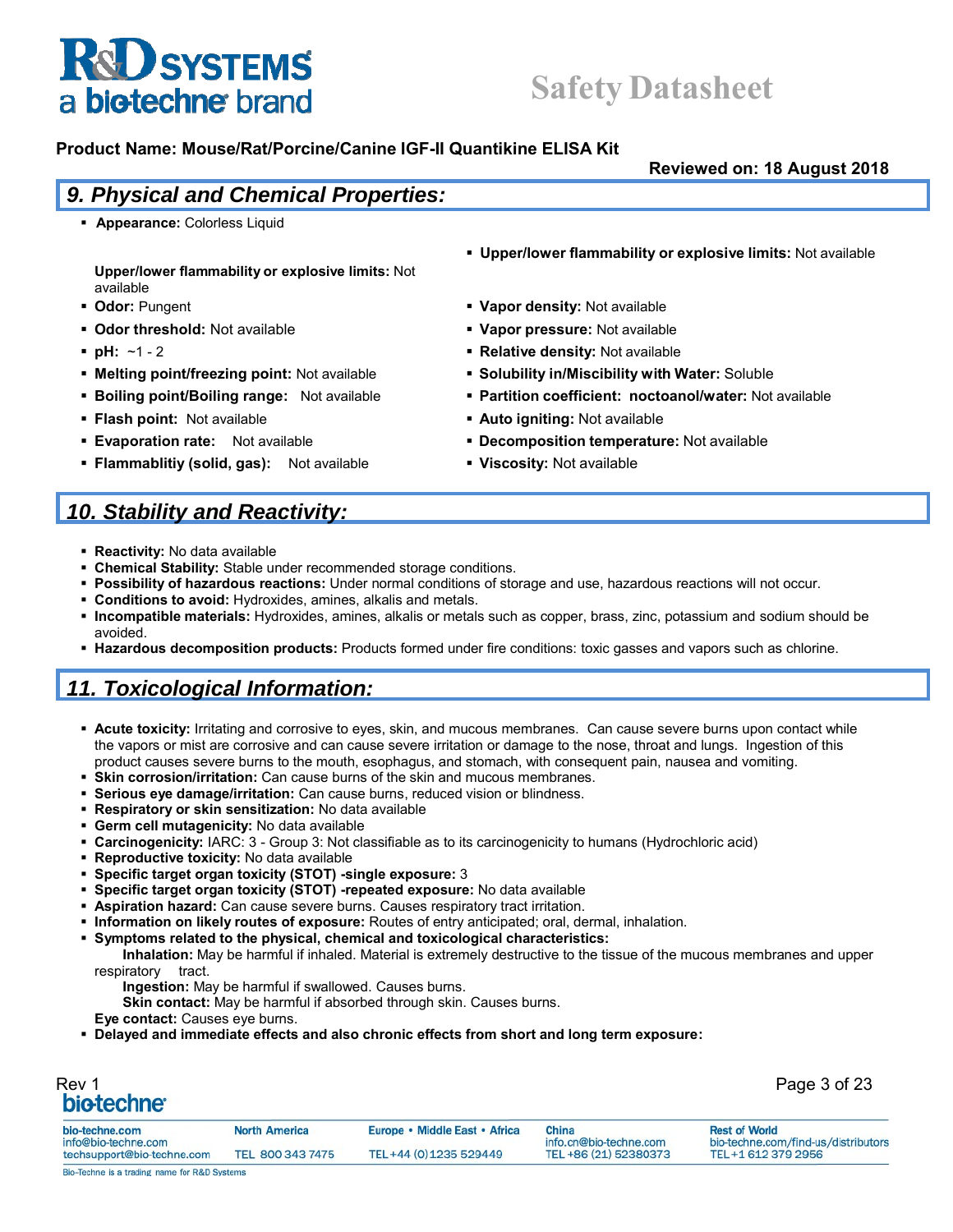**Product Name: Mouse/Rat/Porcine/Canine IGF-II Quantikine ELISA Kit**

**Reviewed on: 18 August 2018**

## 9. Physical and Chemical Properties:

- **Appearance:** Colorless Liquid

  **Upper/lower flammability or explosive limits:** Not available
- **Odor:** Pungent
- **Odor threshold:** Not available
- **pH:** ~1 - 2
- **Melting point/freezing point:** Not available
- **Boiling point/Boiling range:** Not available
- **Flash point:** Not available
- **Evaporation rate:** Not available
- **Flammablitiy (solid, gas):** Not available
- **Upper/lower flammability or explosive limits:** Not available
- **Vapor density:** Not available
- **Vapor pressure:** Not available
- **Relative density:** Not available
- **Solubility in/Miscibility with Water:** Soluble
- **Partition coefficient: noctoanol/water:** Not available
- **Auto igniting:** Not available
- **Decomposition temperature:** Not available
- **Viscosity:** Not available

## 10. Stability and Reactivity:

- **Reactivity:** No data available
- **Chemical Stability:** Stable under recommended storage conditions.
- **Possibility of hazardous reactions:** Under normal conditions of storage and use, hazardous reactions will not occur.
- **Conditions to avoid:** Hydroxides, amines, alkalis and metals.
- **Incompatible materials:** Hydroxides, amines, alkalis or metals such as copper, brass, zinc, potassium and sodium should be avoided.
- **Hazardous decomposition products:** Products formed under fire conditions: toxic gasses and vapors such as chlorine.

## 11. Toxicological Information:

- **Acute toxicity:** Irritating and corrosive to eyes, skin, and mucous membranes. Can cause severe burns upon contact while the vapors or mist are corrosive and can cause severe irritation or damage to the nose, throat and lungs. Ingestion of this product causes severe burns to the mouth, esophagus, and stomach, with consequent pain, nausea and vomiting.
- **Skin corrosion/irritation:** Can cause burns of the skin and mucous membranes.
- **Serious eye damage/irritation:** Can cause burns, reduced vision or blindness.
- **Respiratory or skin sensitization:** No data available
- **Germ cell mutagenicity:** No data available
- **Carcinogenicity:** IARC: 3 - Group 3: Not classifiable as to its carcinogenicity to humans (Hydrochloric acid)
- **Reproductive toxicity:** No data available
- **Specific target organ toxicity (STOT) -single exposure:** 3
- **Specific target organ toxicity (STOT) -repeated exposure:** No data available
- **Aspiration hazard:** Can cause severe burns. Causes respiratory tract irritation.
- **Information on likely routes of exposure:** Routes of entry anticipated; oral, dermal, inhalation.
- **Symptoms related to the physical, chemical and toxicological characteristics:**

  **Inhalation:** May be harmful if inhaled. Material is extremely destructive to the tissue of the mucous membranes and upper respiratory tract.

  **Ingestion:** May be harmful if swallowed. Causes burns.

  **Skin contact:** May be harmful if absorbed through skin. Causes burns.

  **Eye contact:** Causes eye burns.
- **Delayed and immediate effects and also chronic effects from short and long term exposure:**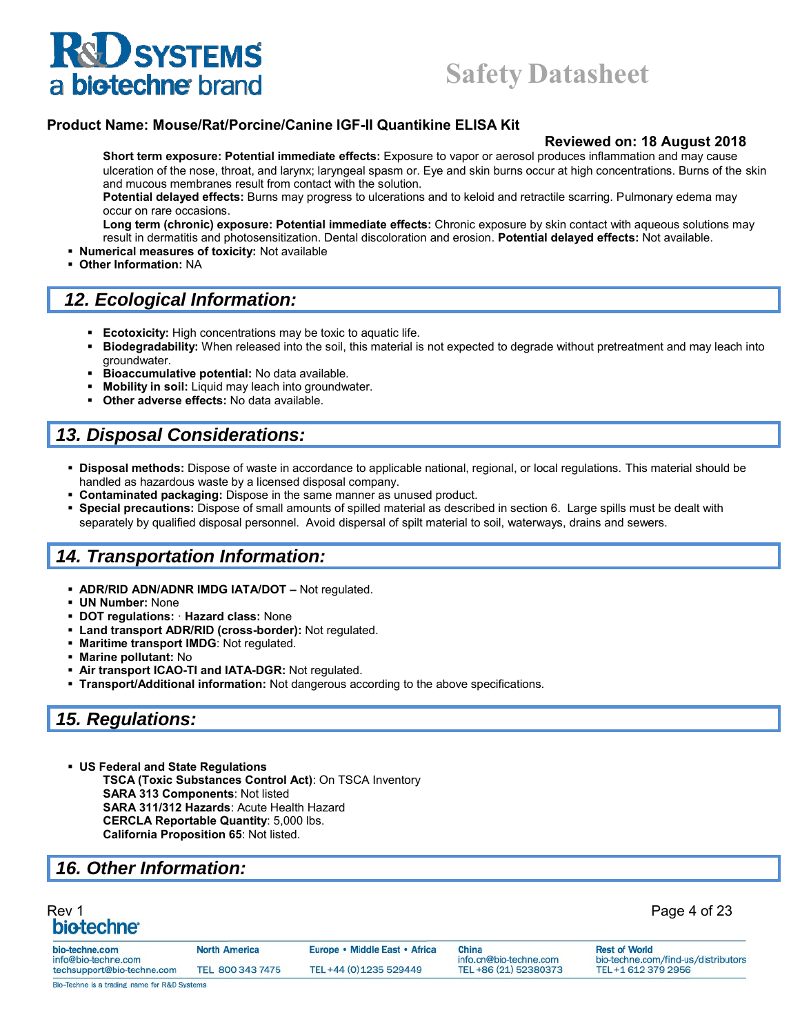Short term exposure: Potential immediate effects: Exposure to vapor or aerosol produces inflammation and may cause ulceration of the nose, throat, and larynx; laryngeal spasm or. Eye and skin burns occur at high concentrations. Burns of the skin and mucous membranes result from contact with the solution.

**Potential delayed effects:** Burns may progress to ulcerations and to keloid and retractile scarring. Pulmonary edema may occur on rare occasions.

**Long term (chronic) exposure: Potential immediate effects:** Chronic exposure by skin contact with aqueous solutions may result in dermatitis and photosensitization. Dental discoloration and erosion. **Potential delayed effects:** Not available.

- **Numerical measures of toxicity:** Not available
- **Other Information:** NA

## 12. Ecological Information:

- **Ecotoxicity:** High concentrations may be toxic to aquatic life.
- **Biodegradability:** When released into the soil, this material is not expected to degrade without pretreatment and may leach into groundwater.
- **Bioaccumulative potential:** No data available.
- **Mobility in soil:** Liquid may leach into groundwater.
- **Other adverse effects:** No data available.

## 13. Disposal Considerations:

- **Disposal methods:** Dispose of waste in accordance to applicable national, regional, or local regulations. This material should be handled as hazardous waste by a licensed disposal company.
- **Contaminated packaging:** Dispose in the same manner as unused product.
- **Special precautions:** Dispose of small amounts of spilled material as described in section 6. Large spills must be dealt with separately by qualified disposal personnel. Avoid dispersal of spilt material to soil, waterways, drains and sewers.

## 14. Transportation Information:

- **ADR/RID ADN/ADNR IMDG IATA/DOT –** Not regulated.
- **UN Number:** None
- **DOT regulations:** · **Hazard class:** None
- **Land transport ADR/RID (cross-border):** Not regulated.
- **Maritime transport IMDG**: Not regulated.
- **Marine pollutant:** No
- **Air transport ICAO-TI and IATA-DGR:** Not regulated.
- **Transport/Additional information:** Not dangerous according to the above specifications.

## 15. Regulations:

- **US Federal and State Regulations**

  **TSCA (Toxic Substances Control Act)**: On TSCA Inventory
  **SARA 313 Components**: Not listed
  **SARA 311/312 Hazards**: Acute Health Hazard
  **CERCLA Reportable Quantity**: 5,000 lbs.
  **California Proposition 65**: Not listed.

## 16. Other Information: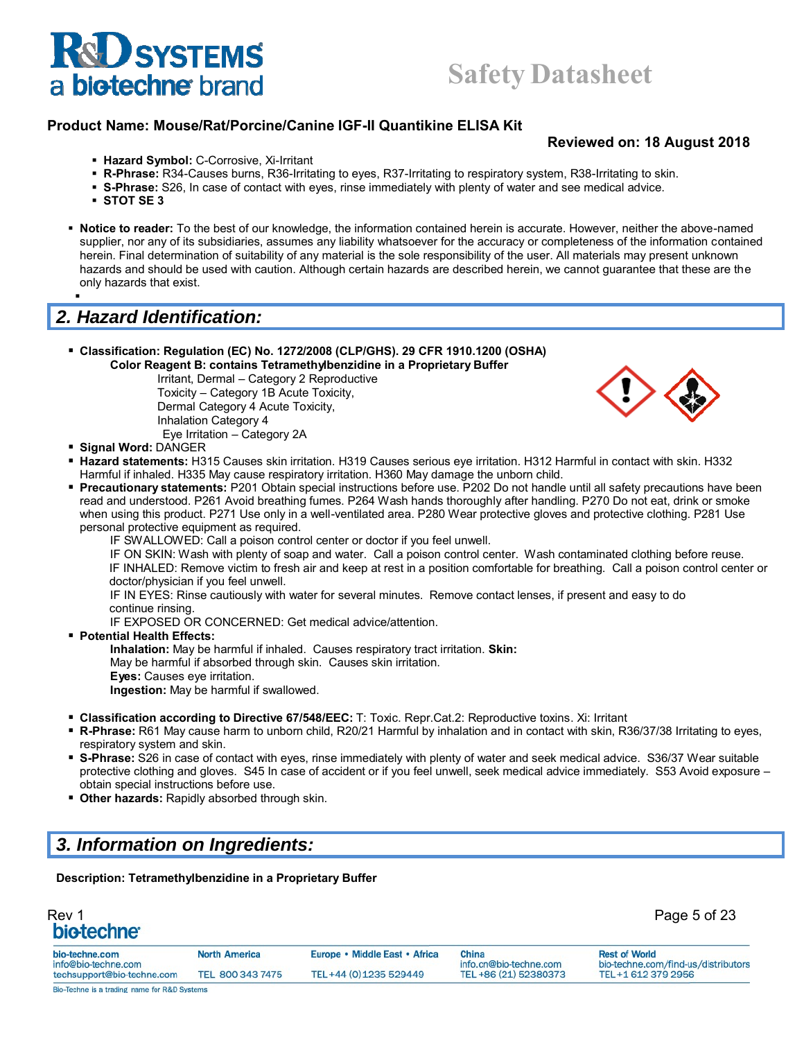**Product Name: Mouse/Rat/Porcine/Canine IGF-II Quantikine ELISA Kit**

**Reviewed on: 18 August 2018**

- **Hazard Symbol:** C-Corrosive, Xi-Irritant
- **R-Phrase:** R34-Causes burns, R36-Irritating to eyes, R37-Irritating to respiratory system, R38-Irritating to skin.
- **S-Phrase:** S26, In case of contact with eyes, rinse immediately with plenty of water and see medical advice.
- **STOT SE 3**

- **Notice to reader:** To the best of our knowledge, the information contained herein is accurate. However, neither the above-named supplier, nor any of its subsidiaries, assumes any liability whatsoever for the accuracy or completeness of the information contained herein. Final determination of suitability of any material is the sole responsibility of the user. All materials may present unknown hazards and should be used with caution. Although certain hazards are described herein, we cannot guarantee that these are the only hazards that exist.

## 2. Hazard Identification:

- **Classification: Regulation (EC) No. 1272/2008 (CLP/GHS). 29 CFR 1910.1200 (OSHA)**
  **Color Reagent B: contains Tetramethylbenzidine in a Proprietary Buffer**
  Irritant, Dermal – Category 2 Reproductive
  Toxicity – Category 1B Acute Toxicity,
  Dermal Category 4 Acute Toxicity,
  Inhalation Category 4
  Eye Irritation – Category 2A
- **Signal Word:** DANGER
- **Hazard statements:** H315 Causes skin irritation. H319 Causes serious eye irritation. H312 Harmful in contact with skin. H332 Harmful if inhaled. H335 May cause respiratory irritation. H360 May damage the unborn child.
- **Precautionary statements:** P201 Obtain special instructions before use. P202 Do not handle until all safety precautions have been read and understood. P261 Avoid breathing fumes. P264 Wash hands thoroughly after handling. P270 Do not eat, drink or smoke when using this product. P271 Use only in a well-ventilated area. P280 Wear protective gloves and protective clothing. P281 Use personal protective equipment as required.
  IF SWALLOWED: Call a poison control center or doctor if you feel unwell.
  IF ON SKIN: Wash with plenty of soap and water. Call a poison control center. Wash contaminated clothing before reuse.
  IF INHALED: Remove victim to fresh air and keep at rest in a position comfortable for breathing. Call a poison control center or doctor/physician if you feel unwell.
  IF IN EYES: Rinse cautiously with water for several minutes. Remove contact lenses, if present and easy to do continue rinsing.
  IF EXPOSED OR CONCERNED: Get medical advice/attention.
- **Potential Health Effects:**
  **Inhalation:** May be harmful if inhaled. Causes respiratory tract irritation. **Skin:** May be harmful if absorbed through skin. Causes skin irritation.
  **Eyes:** Causes eye irritation.
  **Ingestion:** May be harmful if swallowed.

- **Classification according to Directive 67/548/EEC:** T: Toxic. Repr.Cat.2: Reproductive toxins. Xi: Irritant
- **R-Phrase:** R61 May cause harm to unborn child, R20/21 Harmful by inhalation and in contact with skin, R36/37/38 Irritating to eyes, respiratory system and skin.
- **S-Phrase:** S26 in case of contact with eyes, rinse immediately with plenty of water and seek medical advice. S36/37 Wear suitable protective clothing and gloves. S45 In case of accident or if you feel unwell, seek medical advice immediately. S53 Avoid exposure – obtain special instructions before use.
- **Other hazards:** Rapidly absorbed through skin.

## 3. Information on Ingredients:

**Description: Tetramethylbenzidine in a Proprietary Buffer**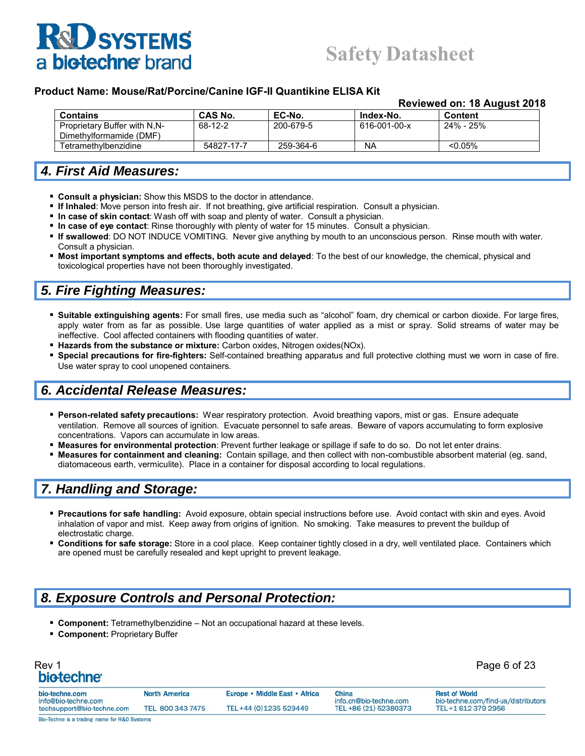**Product Name: Mouse/Rat/Porcine/Canine IGF-II Quantikine ELISA Kit**

**Reviewed on: 18 August 2018**

| Contains | CAS No. | EC-No. | Index-No. | Content |
|---|---|---|---|---|
| Proprietary Buffer with N,N-Dimethylformamide (DMF) | 68-12-2 | 200-679-5 | 616-001-00-x | 24% - 25% |
| Tetramethylbenzidine | 54827-17-7 | 259-364-6 | NA | <0.05% |

## 4. First Aid Measures:

- **Consult a physician:** Show this MSDS to the doctor in attendance.
- **If Inhaled**: Move person into fresh air. If not breathing, give artificial respiration. Consult a physician.
- **In case of skin contact**: Wash off with soap and plenty of water. Consult a physician.
- **In case of eye contact**: Rinse thoroughly with plenty of water for 15 minutes. Consult a physician.
- **If swallowed**: DO NOT INDUCE VOMITING. Never give anything by mouth to an unconscious person. Rinse mouth with water. Consult a physician.
- **Most important symptoms and effects, both acute and delayed**: To the best of our knowledge, the chemical, physical and toxicological properties have not been thoroughly investigated.

## 5. Fire Fighting Measures:

- **Suitable extinguishing agents:** For small fires, use media such as "alcohol" foam, dry chemical or carbon dioxide. For large fires, apply water from as far as possible. Use large quantities of water applied as a mist or spray. Solid streams of water may be ineffective. Cool affected containers with flooding quantities of water.
- **Hazards from the substance or mixture:** Carbon oxides, Nitrogen oxides(NOx).
- **Special precautions for fire-fighters:** Self-contained breathing apparatus and full protective clothing must we worn in case of fire. Use water spray to cool unopened containers.

## 6. Accidental Release Measures:

- **Person-related safety precautions:** Wear respiratory protection. Avoid breathing vapors, mist or gas. Ensure adequate ventilation. Remove all sources of ignition. Evacuate personnel to safe areas. Beware of vapors accumulating to form explosive concentrations. Vapors can accumulate in low areas.
- **Measures for environmental protection**: Prevent further leakage or spillage if safe to do so. Do not let enter drains.
- **Measures for containment and cleaning:** Contain spillage, and then collect with non-combustible absorbent material (eg. sand, diatomaceous earth, vermiculite). Place in a container for disposal according to local regulations.

## 7. Handling and Storage:

- **Precautions for safe handling:** Avoid exposure, obtain special instructions before use. Avoid contact with skin and eyes. Avoid inhalation of vapor and mist. Keep away from origins of ignition. No smoking. Take measures to prevent the buildup of electrostatic charge.
- **Conditions for safe storage:** Store in a cool place. Keep container tightly closed in a dry, well ventilated place. Containers which are opened must be carefully resealed and kept upright to prevent leakage.

## 8. Exposure Controls and Personal Protection:

- **Component:** Tetramethylbenzidine – Not an occupational hazard at these levels.
- **Component:** Proprietary Buffer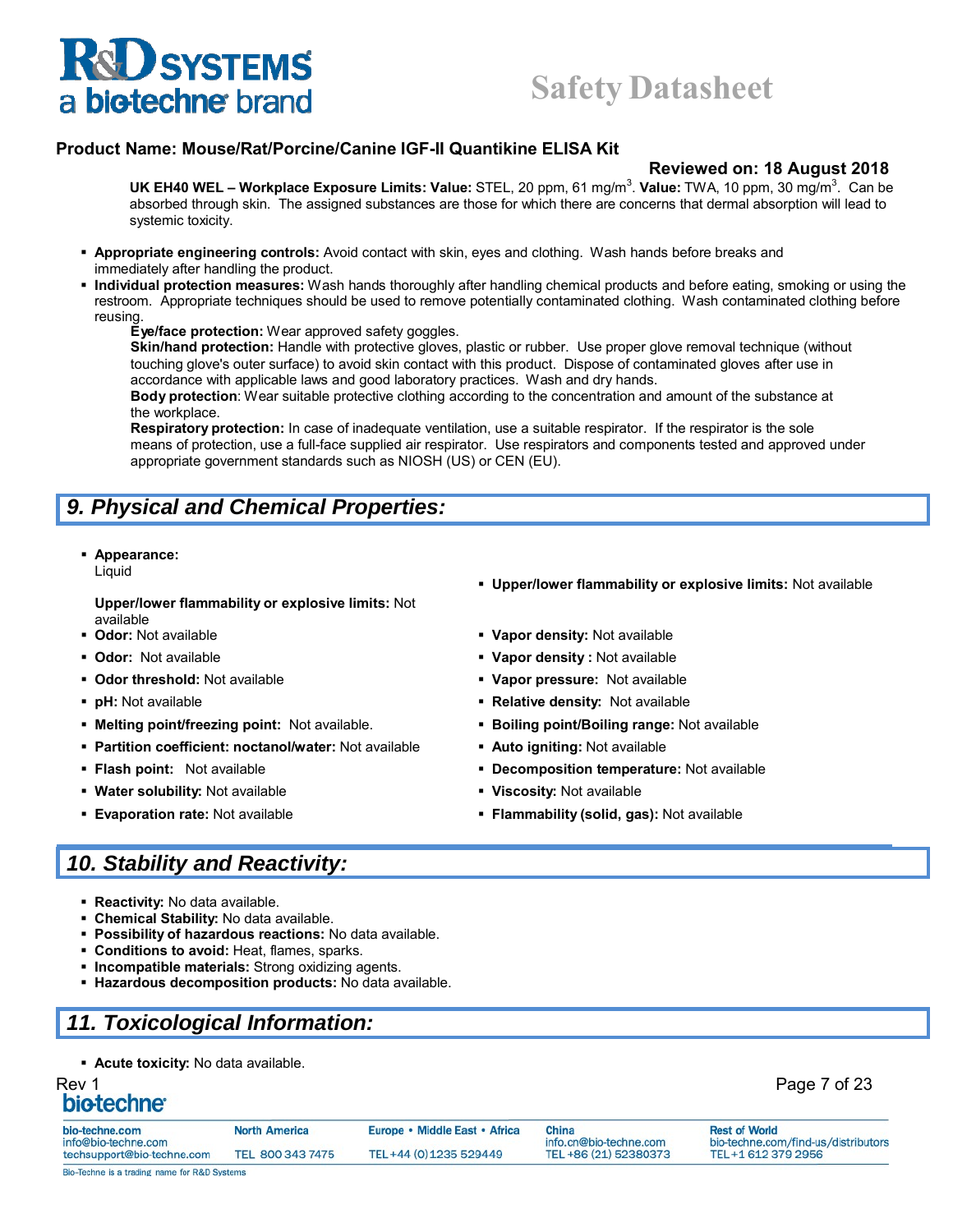**UK EH40 WEL – Workplace Exposure Limits: Value:** STEL, 20 ppm, 61 mg/m$^3$. **Value:** TWA, 10 ppm, 30 mg/m$^3$. Can be absorbed through skin. The assigned substances are those for which there are concerns that dermal absorption will lead to systemic toxicity.

- **Appropriate engineering controls:** Avoid contact with skin, eyes and clothing. Wash hands before breaks and immediately after handling the product.
- **Individual protection measures:** Wash hands thoroughly after handling chemical products and before eating, smoking or using the restroom. Appropriate techniques should be used to remove potentially contaminated clothing. Wash contaminated clothing before reusing.

  **Eye/face protection:** Wear approved safety goggles.

  **Skin/hand protection:** Handle with protective gloves, plastic or rubber. Use proper glove removal technique (without touching glove's outer surface) to avoid skin contact with this product. Dispose of contaminated gloves after use in accordance with applicable laws and good laboratory practices. Wash and dry hands.

  **Body protection**: Wear suitable protective clothing according to the concentration and amount of the substance at the workplace.

  **Respiratory protection:** In case of inadequate ventilation, use a suitable respirator. If the respirator is the sole means of protection, use a full-face supplied air respirator. Use respirators and components tested and approved under appropriate government standards such as NIOSH (US) or CEN (EU).

## 9. Physical and Chemical Properties:

- **Appearance:**
  Liquid

  **Upper/lower flammability or explosive limits:** Not available
- **Odor:** Not available
- **Odor:** Not available
- **Odor threshold:** Not available
- **pH:** Not available
- **Melting point/freezing point:** Not available.
- **Partition coefficient: noctanol/water:** Not available
- **Flash point:** Not available
- **Water solubility:** Not available
- **Evaporation rate:** Not available
- **Upper/lower flammability or explosive limits:** Not available
- **Vapor density:** Not available
- **Vapor density :** Not available
- **Vapor pressure:** Not available
- **Relative density:** Not available
- **Boiling point/Boiling range:** Not available
- **Auto igniting:** Not available
- **Decomposition temperature:** Not available
- **Viscosity:** Not available
- **Flammability (solid, gas):** Not available

## 10. Stability and Reactivity:

- **Reactivity:** No data available.
- **Chemical Stability:** No data available.
- **Possibility of hazardous reactions:** No data available.
- **Conditions to avoid:** Heat, flames, sparks.
- **Incompatible materials:** Strong oxidizing agents.
- **Hazardous decomposition products:** No data available.

## 11. Toxicological Information:

- **Acute toxicity:** No data available.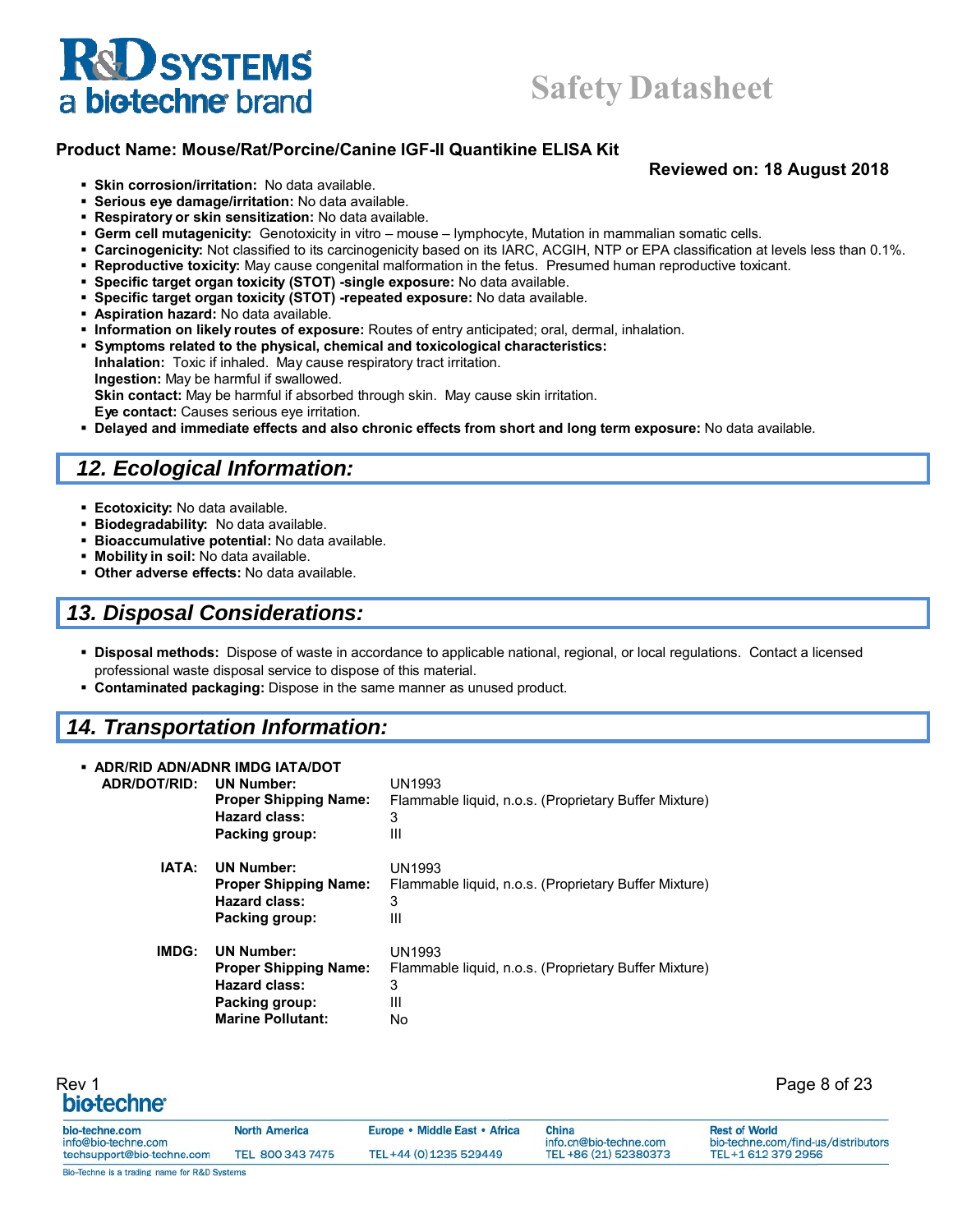**Product Name: Mouse/Rat/Porcine/Canine IGF-II Quantikine ELISA Kit**

**Reviewed on: 18 August 2018**

- **Skin corrosion/irritation:** No data available.
- **Serious eye damage/irritation:** No data available.
- **Respiratory or skin sensitization:** No data available.
- **Germ cell mutagenicity:** Genotoxicity in vitro – mouse – lymphocyte, Mutation in mammalian somatic cells.
- **Carcinogenicity:** Not classified to its carcinogenicity based on its IARC, ACGIH, NTP or EPA classification at levels less than 0.1%.
- **Reproductive toxicity:** May cause congenital malformation in the fetus. Presumed human reproductive toxicant.
- **Specific target organ toxicity (STOT) -single exposure:** No data available.
- **Specific target organ toxicity (STOT) -repeated exposure:** No data available.
- **Aspiration hazard:** No data available.
- **Information on likely routes of exposure:** Routes of entry anticipated; oral, dermal, inhalation.
- **Symptoms related to the physical, chemical and toxicological characteristics:**
  **Inhalation:** Toxic if inhaled. May cause respiratory tract irritation.
  **Ingestion:** May be harmful if swallowed.
  **Skin contact:** May be harmful if absorbed through skin. May cause skin irritation.
  **Eye contact:** Causes serious eye irritation.
- **Delayed and immediate effects and also chronic effects from short and long term exposure:** No data available.

## 12. Ecological Information:

- **Ecotoxicity:** No data available.
- **Biodegradability:** No data available.
- **Bioaccumulative potential:** No data available.
- **Mobility in soil:** No data available.
- **Other adverse effects:** No data available.

## 13. Disposal Considerations:

- **Disposal methods:** Dispose of waste in accordance to applicable national, regional, or local regulations. Contact a licensed professional waste disposal service to dispose of this material.
- **Contaminated packaging:** Dispose in the same manner as unused product.

## 14. Transportation Information:

- **ADR/RID ADN/ADNR IMDG IATA/DOT**

| | | |
|---|---|---|
| **ADR/DOT/RID:** | **UN Number:** | UN1993 |
| | **Proper Shipping Name:** | Flammable liquid, n.o.s. (Proprietary Buffer Mixture) |
| | **Hazard class:** | 3 |
| | **Packing group:** | III |
| **IATA:** | **UN Number:** | UN1993 |
| | **Proper Shipping Name:** | Flammable liquid, n.o.s. (Proprietary Buffer Mixture) |
| | **Hazard class:** | 3 |
| | **Packing group:** | III |
| **IMDG:** | **UN Number:** | UN1993 |
| | **Proper Shipping Name:** | Flammable liquid, n.o.s. (Proprietary Buffer Mixture) |
| | **Hazard class:** | 3 |
| | **Packing group:** | III |
| | **Marine Pollutant:** | No |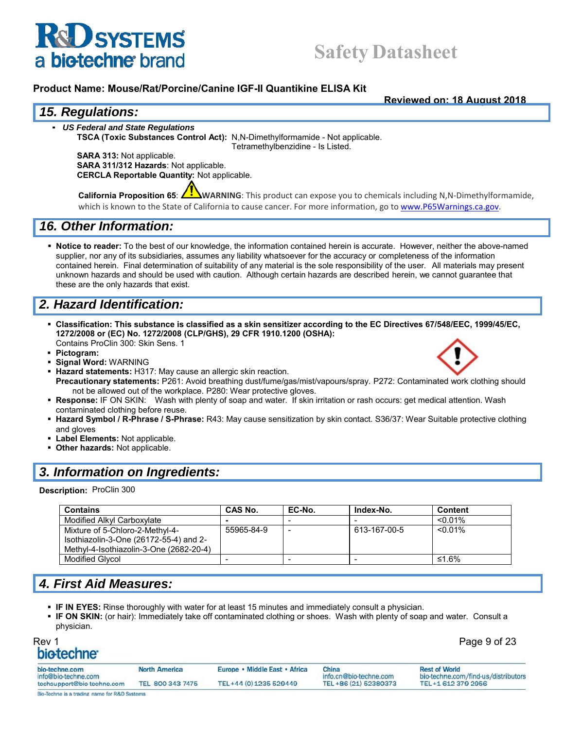**Product Name: Mouse/Rat/Porcine/Canine IGF-II Quantikine ELISA Kit**

**Reviewed on: 18 August 2018**

## 15. Regulations:

- *US Federal and State Regulations*

  **TSCA (Toxic Substances Control Act):** N,N-Dimethylformamide - Not applicable.
  Tetramethylbenzidine - Is Listed.

  **SARA 313:** Not applicable.
  **SARA 311/312 Hazards**: Not applicable.
  **CERCLA Reportable Quantity:** Not applicable.

  **California Proposition 65**: **WARNING**: This product can expose you to chemicals including N,N-Dimethylformamide, which is known to the State of California to cause cancer. For more information, go to www.P65Warnings.ca.gov.

## 16. Other Information:

- **Notice to reader:** To the best of our knowledge, the information contained herein is accurate. However, neither the above-named supplier, nor any of its subsidiaries, assumes any liability whatsoever for the accuracy or completeness of the information contained herein. Final determination of suitability of any material is the sole responsibility of the user. All materials may present unknown hazards and should be used with caution. Although certain hazards are described herein, we cannot guarantee that these are the only hazards that exist.

## 2. Hazard Identification:

- **Classification: This substance is classified as a skin sensitizer according to the EC Directives 67/548/EEC, 1999/45/EC, 1272/2008 or (EC) No. 1272/2008 (CLP/GHS), 29 CFR 1910.1200 (OSHA):**
  Contains ProClin 300: Skin Sens. 1
- **Pictogram:**
- **Signal Word:** WARNING
- **Hazard statements:** H317: May cause an allergic skin reaction.
  **Precautionary statements:** P261: Avoid breathing dust/fume/gas/mist/vapours/spray. P272: Contaminated work clothing should not be allowed out of the workplace. P280: Wear protective gloves.
- **Response:** IF ON SKIN: Wash with plenty of soap and water. If skin irritation or rash occurs: get medical attention. Wash contaminated clothing before reuse.
- **Hazard Symbol / R-Phrase / S-Phrase:** R43: May cause sensitization by skin contact. S36/37: Wear Suitable protective clothing and gloves
- **Label Elements:** Not applicable.
- **Other hazards:** Not applicable.

## 3. Information on Ingredients:

**Description:** ProClin 300

| Contains | CAS No. | EC-No. | Index-No. | Content |
|---|---|---|---|---|
| Modified Alkyl Carboxylate | - | - | - | <0.01% |
| Mixture of 5-Chloro-2-Methyl-4-Isothiazolin-3-One (26172-55-4) and 2-Methyl-4-Isothiazolin-3-One (2682-20-4) | 55965-84-9 | - | 613-167-00-5 | <0.01% |
| Modified Glycol | - | - | - | ≤1.6% |

## 4. First Aid Measures:

- **IF IN EYES:** Rinse thoroughly with water for at least 15 minutes and immediately consult a physician.
- **IF ON SKIN:** (or hair): Immediately take off contaminated clothing or shoes. Wash with plenty of soap and water. Consult a physician.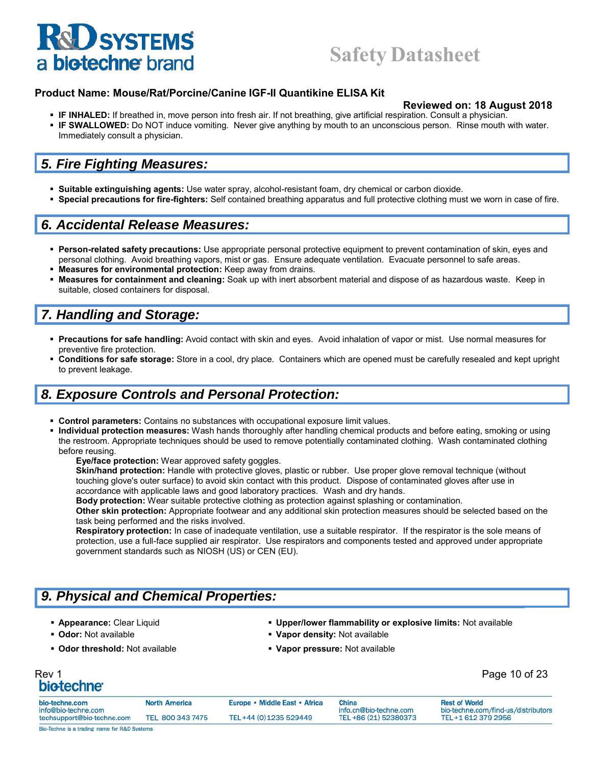- **IF INHALED:** If breathed in, move person into fresh air. If not breathing, give artificial respiration. Consult a physician.
- **IF SWALLOWED:** Do NOT induce vomiting. Never give anything by mouth to an unconscious person. Rinse mouth with water. Immediately consult a physician.

## 5. Fire Fighting Measures:

- **Suitable extinguishing agents:** Use water spray, alcohol-resistant foam, dry chemical or carbon dioxide.
- **Special precautions for fire-fighters:** Self contained breathing apparatus and full protective clothing must we worn in case of fire.

## 6. Accidental Release Measures:

- **Person-related safety precautions:** Use appropriate personal protective equipment to prevent contamination of skin, eyes and personal clothing. Avoid breathing vapors, mist or gas. Ensure adequate ventilation. Evacuate personnel to safe areas.
- **Measures for environmental protection:** Keep away from drains.
- **Measures for containment and cleaning:** Soak up with inert absorbent material and dispose of as hazardous waste. Keep in suitable, closed containers for disposal.

## 7. Handling and Storage:

- **Precautions for safe handling:** Avoid contact with skin and eyes. Avoid inhalation of vapor or mist. Use normal measures for preventive fire protection.
- **Conditions for safe storage:** Store in a cool, dry place. Containers which are opened must be carefully resealed and kept upright to prevent leakage.

## 8. Exposure Controls and Personal Protection:

- **Control parameters:** Contains no substances with occupational exposure limit values.
- **Individual protection measures:** Wash hands thoroughly after handling chemical products and before eating, smoking or using the restroom. Appropriate techniques should be used to remove potentially contaminated clothing. Wash contaminated clothing before reusing.

  **Eye/face protection:** Wear approved safety goggles.

  **Skin/hand protection:** Handle with protective gloves, plastic or rubber. Use proper glove removal technique (without touching glove's outer surface) to avoid skin contact with this product. Dispose of contaminated gloves after use in accordance with applicable laws and good laboratory practices. Wash and dry hands.

  **Body protection:** Wear suitable protective clothing as protection against splashing or contamination.

  **Other skin protection:** Appropriate footwear and any additional skin protection measures should be selected based on the task being performed and the risks involved.

  **Respiratory protection:** In case of inadequate ventilation, use a suitable respirator. If the respirator is the sole means of protection, use a full-face supplied air respirator. Use respirators and components tested and approved under appropriate government standards such as NIOSH (US) or CEN (EU).

## 9. Physical and Chemical Properties:

- **Appearance:** Clear Liquid
- **Odor:** Not available
- **Odor threshold:** Not available
- **Upper/lower flammability or explosive limits:** Not available
- **Vapor density:** Not available
- **Vapor pressure:** Not available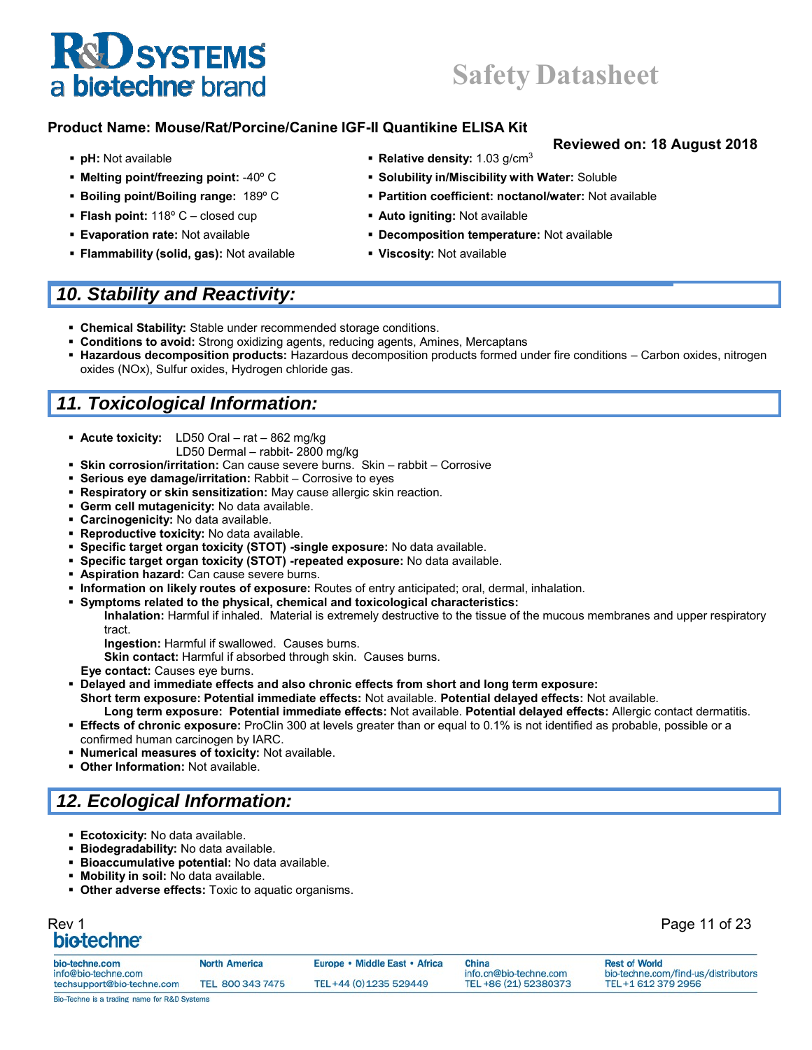**Product Name: Mouse/Rat/Porcine/Canine IGF-II Quantikine ELISA Kit**

**Reviewed on: 18 August 2018**

- **pH:** Not available
- **Melting point/freezing point:** -40º C
- **Boiling point/Boiling range:** 189º C
- **Flash point:** 118º C – closed cup
- **Evaporation rate:** Not available
- **Flammability (solid, gas):** Not available
- **Relative density:** 1.03 g/cm$^3$
- **Solubility in/Miscibility with Water:** Soluble
- **Partition coefficient: noctanol/water:** Not available
- **Auto igniting:** Not available
- **Decomposition temperature:** Not available
- **Viscosity:** Not available

## *10. Stability and Reactivity:*

- **Chemical Stability:** Stable under recommended storage conditions.
- **Conditions to avoid:** Strong oxidizing agents, reducing agents, Amines, Mercaptans
- **Hazardous decomposition products:** Hazardous decomposition products formed under fire conditions – Carbon oxides, nitrogen oxides (NOx), Sulfur oxides, Hydrogen chloride gas.

## *11. Toxicological Information:*

- **Acute toxicity:** LD50 Oral – rat – 862 mg/kg
  LD50 Dermal – rabbit- 2800 mg/kg
- **Skin corrosion/irritation:** Can cause severe burns. Skin – rabbit – Corrosive
- **Serious eye damage/irritation:** Rabbit – Corrosive to eyes
- **Respiratory or skin sensitization:** May cause allergic skin reaction.
- **Germ cell mutagenicity:** No data available.
- **Carcinogenicity:** No data available.
- **Reproductive toxicity:** No data available.
- **Specific target organ toxicity (STOT) -single exposure:** No data available.
- **Specific target organ toxicity (STOT) -repeated exposure:** No data available.
- **Aspiration hazard:** Can cause severe burns.
- **Information on likely routes of exposure:** Routes of entry anticipated; oral, dermal, inhalation.
- **Symptoms related to the physical, chemical and toxicological characteristics:**
  **Inhalation:** Harmful if inhaled. Material is extremely destructive to the tissue of the mucous membranes and upper respiratory tract.
  **Ingestion:** Harmful if swallowed. Causes burns.
  **Skin contact:** Harmful if absorbed through skin. Causes burns.
  **Eye contact:** Causes eye burns.
- **Delayed and immediate effects and also chronic effects from short and long term exposure:**
  **Short term exposure: Potential immediate effects:** Not available. **Potential delayed effects:** Not available.
  **Long term exposure: Potential immediate effects:** Not available. **Potential delayed effects:** Allergic contact dermatitis.
- **Effects of chronic exposure:** ProClin 300 at levels greater than or equal to 0.1% is not identified as probable, possible or a confirmed human carcinogen by IARC.
- **Numerical measures of toxicity:** Not available.
- **Other Information:** Not available.

## *12. Ecological Information:*

- **Ecotoxicity:** No data available.
- **Biodegradability:** No data available.
- **Bioaccumulative potential:** No data available.
- **Mobility in soil:** No data available.
- **Other adverse effects:** Toxic to aquatic organisms.

Rev 1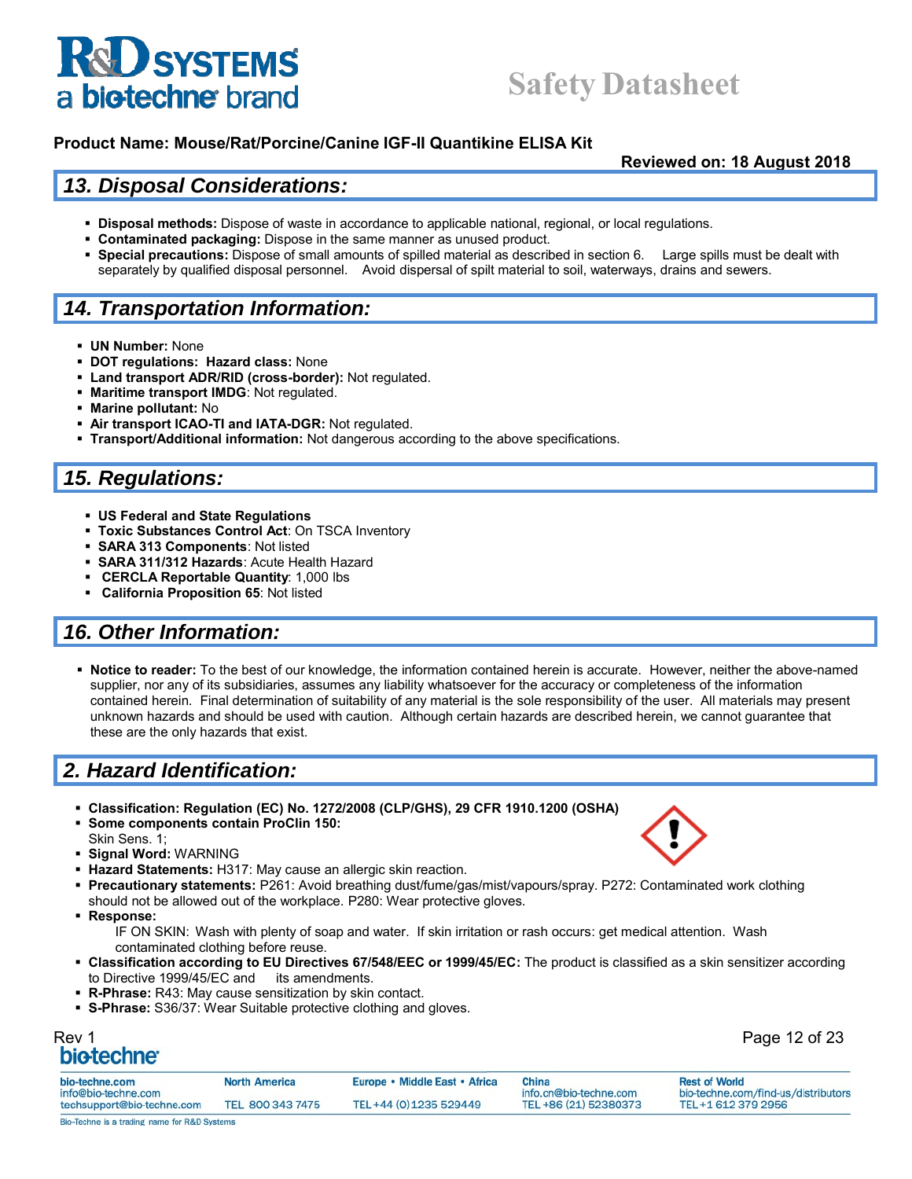**Product Name: Mouse/Rat/Porcine/Canine IGF-II Quantikine ELISA Kit**

**Reviewed on: 18 August 2018**

## *13. Disposal Considerations:*

- **Disposal methods:** Dispose of waste in accordance to applicable national, regional, or local regulations.
- **Contaminated packaging:** Dispose in the same manner as unused product.
- **Special precautions:** Dispose of small amounts of spilled material as described in section 6. Large spills must be dealt with separately by qualified disposal personnel. Avoid dispersal of spilt material to soil, waterways, drains and sewers.

## *14. Transportation Information:*

- **UN Number:** None
- **DOT regulations: Hazard class:** None
- **Land transport ADR/RID (cross-border):** Not regulated.
- **Maritime transport IMDG**: Not regulated.
- **Marine pollutant:** No
- **Air transport ICAO-TI and IATA-DGR:** Not regulated.
- **Transport/Additional information:** Not dangerous according to the above specifications.

## *15. Regulations:*

- **US Federal and State Regulations**
- **Toxic Substances Control Act**: On TSCA Inventory
- **SARA 313 Components**: Not listed
- **SARA 311/312 Hazards**: Acute Health Hazard
- **CERCLA Reportable Quantity**: 1,000 lbs
- **California Proposition 65**: Not listed

## *16. Other Information:*

- **Notice to reader:** To the best of our knowledge, the information contained herein is accurate. However, neither the above-named supplier, nor any of its subsidiaries, assumes any liability whatsoever for the accuracy or completeness of the information contained herein. Final determination of suitability of any material is the sole responsibility of the user. All materials may present unknown hazards and should be used with caution. Although certain hazards are described herein, we cannot guarantee that these are the only hazards that exist.

## *2. Hazard Identification:*

- **Classification: Regulation (EC) No. 1272/2008 (CLP/GHS), 29 CFR 1910.1200 (OSHA)**
- **Some components contain ProClin 150:**
  Skin Sens. 1;
- **Signal Word:** WARNING
- **Hazard Statements:** H317: May cause an allergic skin reaction.
- **Precautionary statements:** P261: Avoid breathing dust/fume/gas/mist/vapours/spray. P272: Contaminated work clothing should not be allowed out of the workplace. P280: Wear protective gloves.
- **Response:**
  IF ON SKIN: Wash with plenty of soap and water. If skin irritation or rash occurs: get medical attention. Wash contaminated clothing before reuse.
- **Classification according to EU Directives 67/548/EEC or 1999/45/EC:** The product is classified as a skin sensitizer according to Directive 1999/45/EC and its amendments.
- **R-Phrase:** R43: May cause sensitization by skin contact.
- **S-Phrase:** S36/37: Wear Suitable protective clothing and gloves.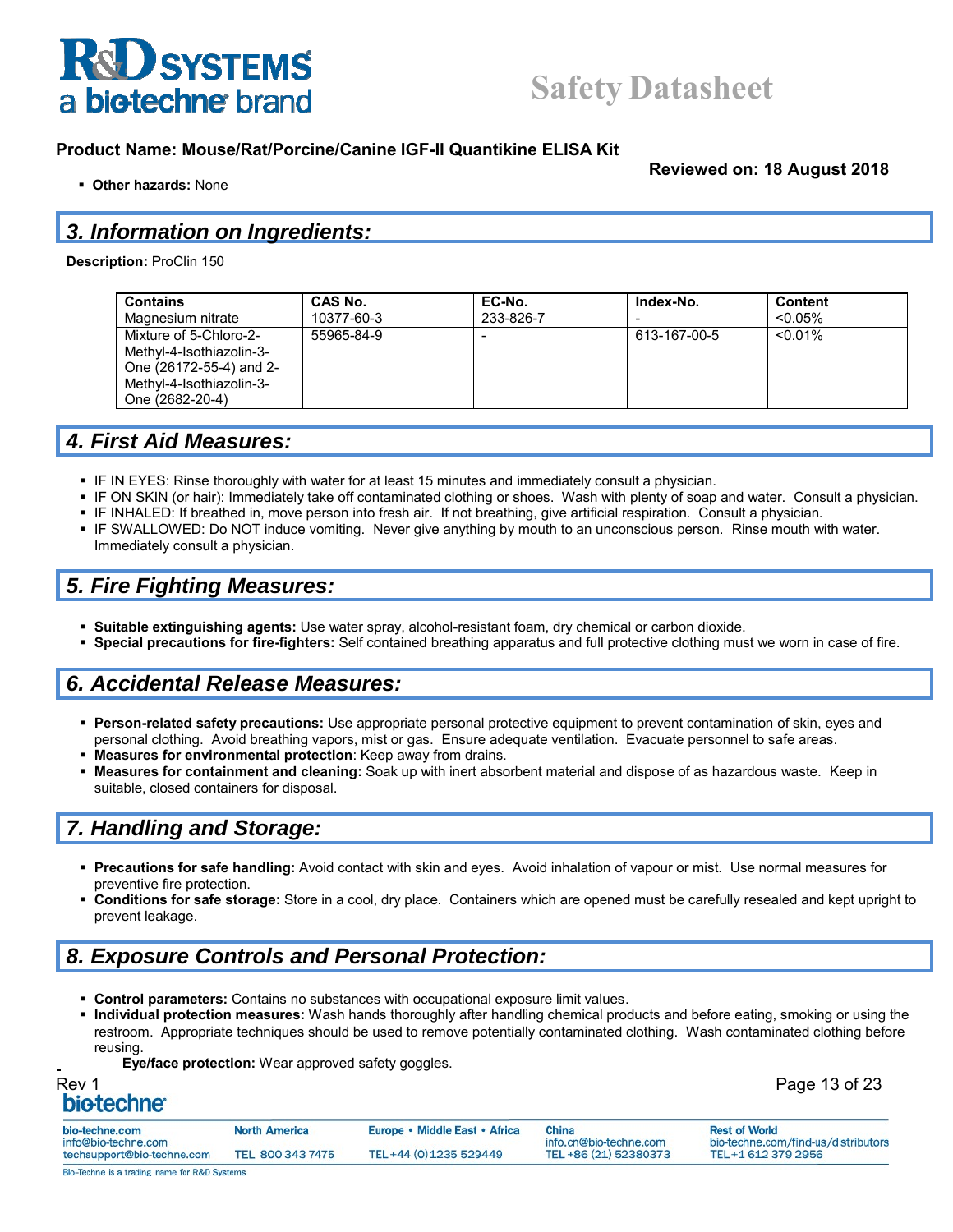- **Other hazards:** None

## 3. Information on Ingredients:

**Description:** ProClin 150

| Contains | CAS No. | EC-No. | Index-No. | Content |
|---|---|---|---|---|
| Magnesium nitrate | 10377-60-3 | 233-826-7 | - | <0.05% |
| Mixture of 5-Chloro-2-Methyl-4-Isothiazolin-3-One (26172-55-4) and 2-Methyl-4-Isothiazolin-3-One (2682-20-4) | 55965-84-9 | - | 613-167-00-5 | <0.01% |

## 4. First Aid Measures:

- IF IN EYES: Rinse thoroughly with water for at least 15 minutes and immediately consult a physician.
- IF ON SKIN (or hair): Immediately take off contaminated clothing or shoes. Wash with plenty of soap and water. Consult a physician.
- IF INHALED: If breathed in, move person into fresh air. If not breathing, give artificial respiration. Consult a physician.
- IF SWALLOWED: Do NOT induce vomiting. Never give anything by mouth to an unconscious person. Rinse mouth with water. Immediately consult a physician.

## 5. Fire Fighting Measures:

- **Suitable extinguishing agents:** Use water spray, alcohol-resistant foam, dry chemical or carbon dioxide.
- **Special precautions for fire-fighters:** Self contained breathing apparatus and full protective clothing must we worn in case of fire.

## 6. Accidental Release Measures:

- **Person-related safety precautions:** Use appropriate personal protective equipment to prevent contamination of skin, eyes and personal clothing. Avoid breathing vapors, mist or gas. Ensure adequate ventilation. Evacuate personnel to safe areas.
- **Measures for environmental protection**: Keep away from drains.
- **Measures for containment and cleaning:** Soak up with inert absorbent material and dispose of as hazardous waste. Keep in suitable, closed containers for disposal.

## 7. Handling and Storage:

- **Precautions for safe handling:** Avoid contact with skin and eyes. Avoid inhalation of vapour or mist. Use normal measures for preventive fire protection.
- **Conditions for safe storage:** Store in a cool, dry place. Containers which are opened must be carefully resealed and kept upright to prevent leakage.

## 8. Exposure Controls and Personal Protection:

- **Control parameters:** Contains no substances with occupational exposure limit values.
- **Individual protection measures:** Wash hands thoroughly after handling chemical products and before eating, smoking or using the restroom. Appropriate techniques should be used to remove potentially contaminated clothing. Wash contaminated clothing before reusing.
  - **Eye/face protection:** Wear approved safety goggles.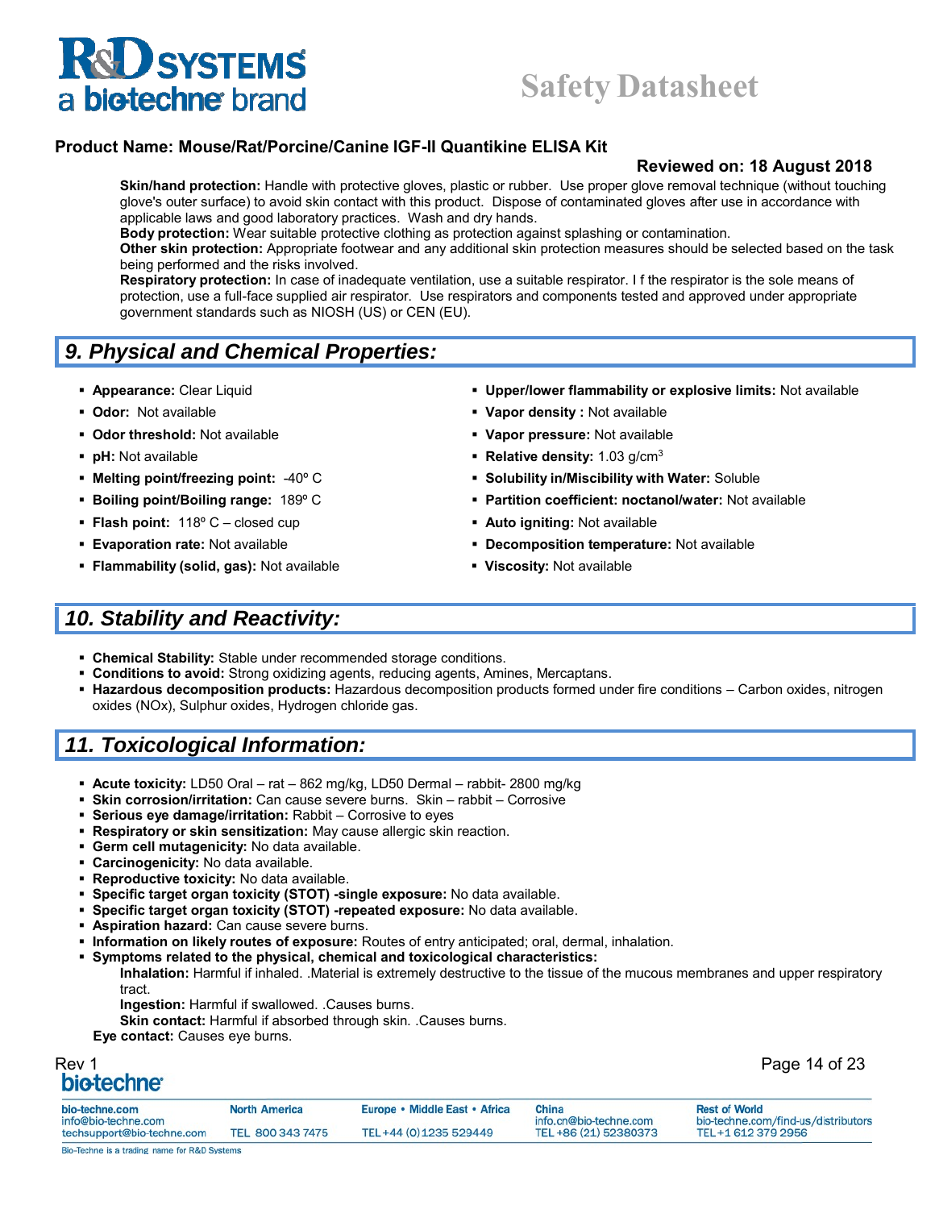**Skin/hand protection:** Handle with protective gloves, plastic or rubber. Use proper glove removal technique (without touching glove's outer surface) to avoid skin contact with this product. Dispose of contaminated gloves after use in accordance with applicable laws and good laboratory practices. Wash and dry hands.
**Body protection:** Wear suitable protective clothing as protection against splashing or contamination.
**Other skin protection:** Appropriate footwear and any additional skin protection measures should be selected based on the task being performed and the risks involved.
**Respiratory protection:** In case of inadequate ventilation, use a suitable respirator. I f the respirator is the sole means of protection, use a full-face supplied air respirator. Use respirators and components tested and approved under appropriate government standards such as NIOSH (US) or CEN (EU).

## 9. Physical and Chemical Properties:

- **Appearance:** Clear Liquid
- **Odor:** Not available
- **Odor threshold:** Not available
- **pH:** Not available
- **Melting point/freezing point:** -40º C
- **Boiling point/Boiling range:** 189º C
- **Flash point:** 118º C – closed cup
- **Evaporation rate:** Not available
- **Flammability (solid, gas):** Not available
- **Upper/lower flammability or explosive limits:** Not available
- **Vapor density :** Not available
- **Vapor pressure:** Not available
- **Relative density:** 1.03 g/cm$^3$
- **Solubility in/Miscibility with Water:** Soluble
- **Partition coefficient: noctanol/water:** Not available
- **Auto igniting:** Not available
- **Decomposition temperature:** Not available
- **Viscosity:** Not available

## 10. Stability and Reactivity:

- **Chemical Stability:** Stable under recommended storage conditions.
- **Conditions to avoid:** Strong oxidizing agents, reducing agents, Amines, Mercaptans.
- **Hazardous decomposition products:** Hazardous decomposition products formed under fire conditions – Carbon oxides, nitrogen oxides (NOx), Sulphur oxides, Hydrogen chloride gas.

## 11. Toxicological Information:

- **Acute toxicity:** LD50 Oral – rat – 862 mg/kg, LD50 Dermal – rabbit- 2800 mg/kg
- **Skin corrosion/irritation:** Can cause severe burns. Skin – rabbit – Corrosive
- **Serious eye damage/irritation:** Rabbit – Corrosive to eyes
- **Respiratory or skin sensitization:** May cause allergic skin reaction.
- **Germ cell mutagenicity:** No data available.
- **Carcinogenicity:** No data available.
- **Reproductive toxicity:** No data available.
- **Specific target organ toxicity (STOT) -single exposure:** No data available.
- **Specific target organ toxicity (STOT) -repeated exposure:** No data available.
- **Aspiration hazard:** Can cause severe burns.
- **Information on likely routes of exposure:** Routes of entry anticipated; oral, dermal, inhalation.
- **Symptoms related to the physical, chemical and toxicological characteristics:**
  - **Inhalation:** Harmful if inhaled. .Material is extremely destructive to the tissue of the mucous membranes and upper respiratory tract.
  - **Ingestion:** Harmful if swallowed. .Causes burns.
  - **Skin contact:** Harmful if absorbed through skin. .Causes burns.

**Eye contact:** Causes eye burns.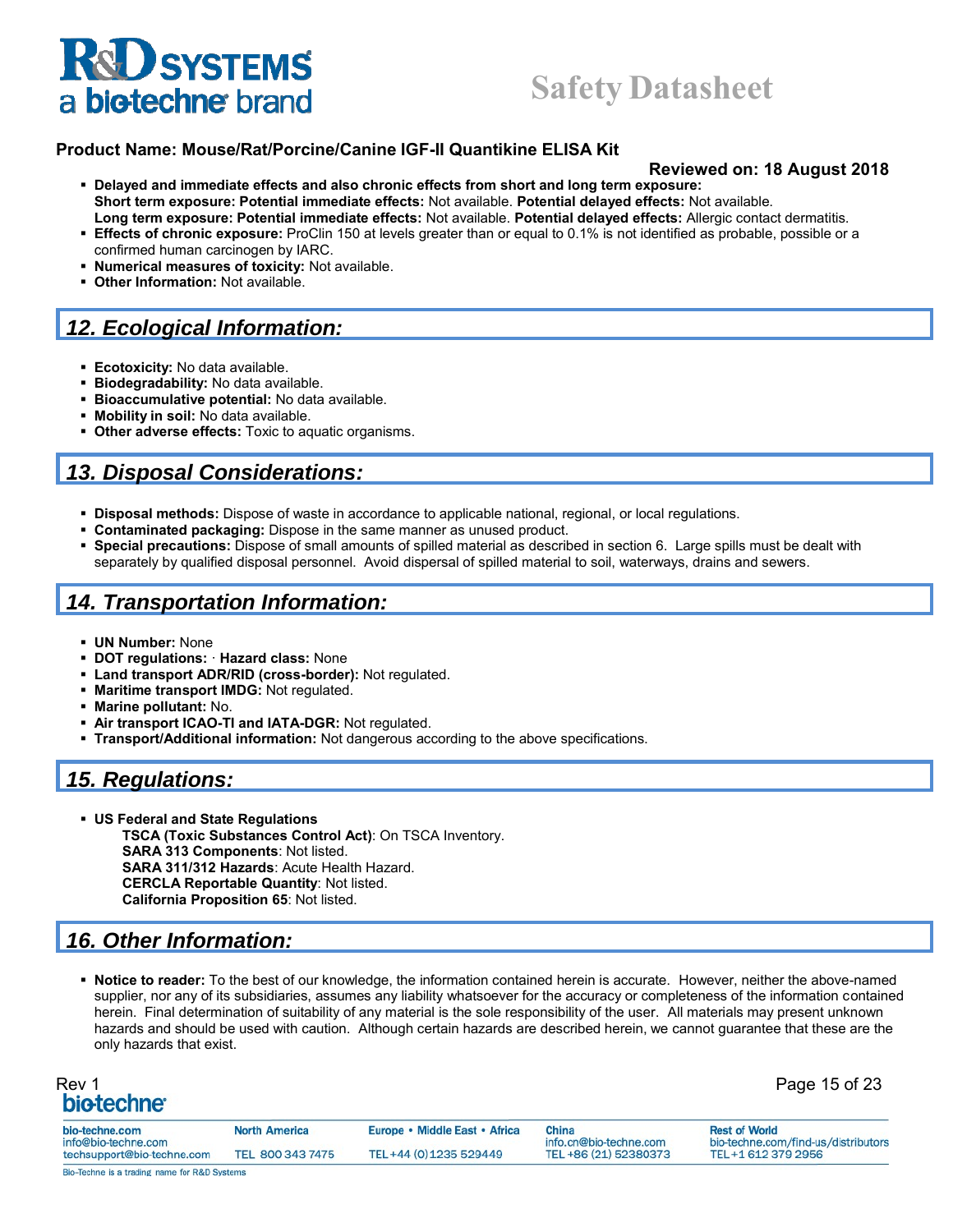- **Delayed and immediate effects and also chronic effects from short and long term exposure:**
  **Short term exposure: Potential immediate effects:** Not available. **Potential delayed effects:** Not available.
  **Long term exposure: Potential immediate effects:** Not available. **Potential delayed effects:** Allergic contact dermatitis.
- **Effects of chronic exposure:** ProClin 150 at levels greater than or equal to 0.1% is not identified as probable, possible or a confirmed human carcinogen by IARC.
- **Numerical measures of toxicity:** Not available.
- **Other Information:** Not available.

## 12. Ecological Information:

- **Ecotoxicity:** No data available.
- **Biodegradability:** No data available.
- **Bioaccumulative potential:** No data available.
- **Mobility in soil:** No data available.
- **Other adverse effects:** Toxic to aquatic organisms.

## 13. Disposal Considerations:

- **Disposal methods:** Dispose of waste in accordance to applicable national, regional, or local regulations.
- **Contaminated packaging:** Dispose in the same manner as unused product.
- **Special precautions:** Dispose of small amounts of spilled material as described in section 6. Large spills must be dealt with separately by qualified disposal personnel. Avoid dispersal of spilled material to soil, waterways, drains and sewers.

## 14. Transportation Information:

- **UN Number:** None
- **DOT regulations:** · **Hazard class:** None
- **Land transport ADR/RID (cross-border):** Not regulated.
- **Maritime transport IMDG:** Not regulated.
- **Marine pollutant:** No.
- **Air transport ICAO-TI and IATA-DGR:** Not regulated.
- **Transport/Additional information:** Not dangerous according to the above specifications.

## 15. Regulations:

- **US Federal and State Regulations**
  **TSCA (Toxic Substances Control Act)**: On TSCA Inventory.
  **SARA 313 Components**: Not listed.
  **SARA 311/312 Hazards**: Acute Health Hazard.
  **CERCLA Reportable Quantity**: Not listed.
  **California Proposition 65**: Not listed.

## 16. Other Information:

- **Notice to reader:** To the best of our knowledge, the information contained herein is accurate. However, neither the above-named supplier, nor any of its subsidiaries, assumes any liability whatsoever for the accuracy or completeness of the information contained herein. Final determination of suitability of any material is the sole responsibility of the user. All materials may present unknown hazards and should be used with caution. Although certain hazards are described herein, we cannot guarantee that these are the only hazards that exist.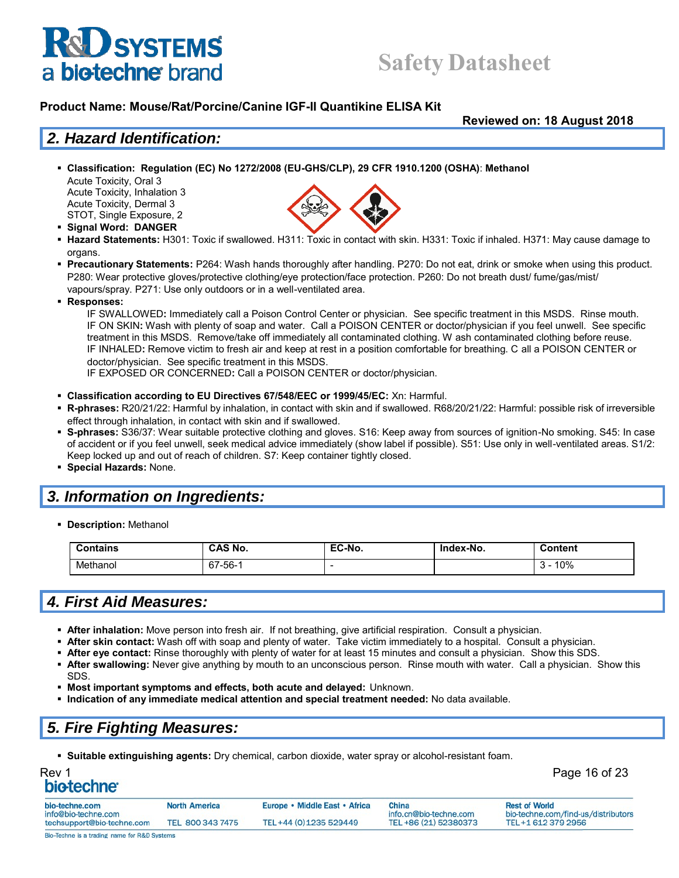**Product Name: Mouse/Rat/Porcine/Canine IGF-II Quantikine ELISA Kit**

**Reviewed on: 18 August 2018**

## *2. Hazard Identification:*

- **Classification: Regulation (EC) No 1272/2008 (EU-GHS/CLP), 29 CFR 1910.1200 (OSHA)**: **Methanol**
  Acute Toxicity, Oral 3
  Acute Toxicity, Inhalation 3
  Acute Toxicity, Dermal 3
  STOT, Single Exposure, 2
- **Signal Word: DANGER**
- **Hazard Statements:** H301: Toxic if swallowed. H311: Toxic in contact with skin. H331: Toxic if inhaled. H371: May cause damage to organs.
- **Precautionary Statements:** P264: Wash hands thoroughly after handling. P270: Do not eat, drink or smoke when using this product. P280: Wear protective gloves/protective clothing/eye protection/face protection. P260: Do not breath dust/ fume/gas/mist/ vapours/spray. P271: Use only outdoors or in a well-ventilated area.
- **Responses:**

  IF SWALLOWED**:** Immediately call a Poison Control Center or physician. See specific treatment in this MSDS. Rinse mouth.
  IF ON SKIN**:** Wash with plenty of soap and water. Call a POISON CENTER or doctor/physician if you feel unwell. See specific treatment in this MSDS. Remove/take off immediately all contaminated clothing. W ash contaminated clothing before reuse.
  IF INHALED**:** Remove victim to fresh air and keep at rest in a position comfortable for breathing. C all a POISON CENTER or doctor/physician. See specific treatment in this MSDS.
  IF EXPOSED OR CONCERNED**:** Call a POISON CENTER or doctor/physician.

- **Classification according to EU Directives 67/548/EEC or 1999/45/EC:** Xn: Harmful.
- **R-phrases:** R20/21/22: Harmful by inhalation, in contact with skin and if swallowed. R68/20/21/22: Harmful: possible risk of irreversible effect through inhalation, in contact with skin and if swallowed.
- **S-phrases:** S36/37: Wear suitable protective clothing and gloves. S16: Keep away from sources of ignition-No smoking. S45: In case of accident or if you feel unwell, seek medical advice immediately (show label if possible). S51: Use only in well-ventilated areas. S1/2: Keep locked up and out of reach of children. S7: Keep container tightly closed.
- **Special Hazards:** None.

## *3. Information on Ingredients:*

- **Description:** Methanol

| Contains | CAS No. | EC-No. | Index-No. | Content |
|---|---|---|---|---|
| Methanol | 67-56-1 | - | | 3 - 10% |

## *4. First Aid Measures:*

- **After inhalation:** Move person into fresh air. If not breathing, give artificial respiration. Consult a physician.
- **After skin contact:** Wash off with soap and plenty of water. Take victim immediately to a hospital. Consult a physician.
- **After eye contact:** Rinse thoroughly with plenty of water for at least 15 minutes and consult a physician. Show this SDS.
- **After swallowing:** Never give anything by mouth to an unconscious person. Rinse mouth with water. Call a physician. Show this SDS.
- **Most important symptoms and effects, both acute and delayed:** Unknown.
- **Indication of any immediate medical attention and special treatment needed:** No data available.

## *5. Fire Fighting Measures:*

- **Suitable extinguishing agents:** Dry chemical, carbon dioxide, water spray or alcohol-resistant foam.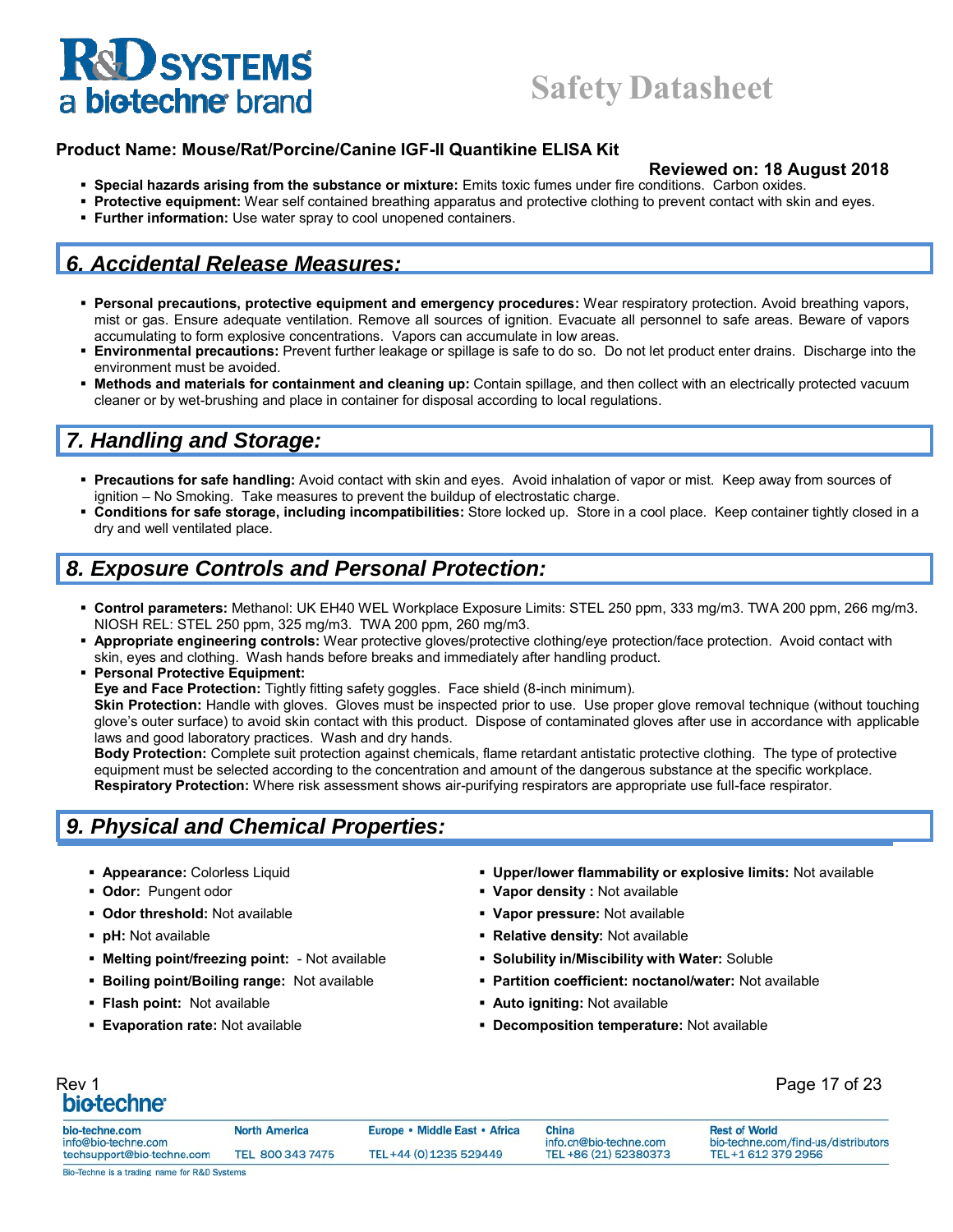- **Special hazards arising from the substance or mixture:** Emits toxic fumes under fire conditions. Carbon oxides.
- **Protective equipment:** Wear self contained breathing apparatus and protective clothing to prevent contact with skin and eyes.
- **Further information:** Use water spray to cool unopened containers.

## 6. Accidental Release Measures:

- **Personal precautions, protective equipment and emergency procedures:** Wear respiratory protection. Avoid breathing vapors, mist or gas. Ensure adequate ventilation. Remove all sources of ignition. Evacuate all personnel to safe areas. Beware of vapors accumulating to form explosive concentrations. Vapors can accumulate in low areas.
- **Environmental precautions:** Prevent further leakage or spillage is safe to do so. Do not let product enter drains. Discharge into the environment must be avoided.
- **Methods and materials for containment and cleaning up:** Contain spillage, and then collect with an electrically protected vacuum cleaner or by wet-brushing and place in container for disposal according to local regulations.

## 7. Handling and Storage:

- **Precautions for safe handling:** Avoid contact with skin and eyes. Avoid inhalation of vapor or mist. Keep away from sources of ignition – No Smoking. Take measures to prevent the buildup of electrostatic charge.
- **Conditions for safe storage, including incompatibilities:** Store locked up. Store in a cool place. Keep container tightly closed in a dry and well ventilated place.

## 8. Exposure Controls and Personal Protection:

- **Control parameters:** Methanol: UK EH40 WEL Workplace Exposure Limits: STEL 250 ppm, 333 mg/m3. TWA 200 ppm, 266 mg/m3. NIOSH REL: STEL 250 ppm, 325 mg/m3. TWA 200 ppm, 260 mg/m3.
- **Appropriate engineering controls:** Wear protective gloves/protective clothing/eye protection/face protection. Avoid contact with skin, eyes and clothing. Wash hands before breaks and immediately after handling product.
- **Personal Protective Equipment:**
  **Eye and Face Protection:** Tightly fitting safety goggles. Face shield (8-inch minimum).
  **Skin Protection:** Handle with gloves. Gloves must be inspected prior to use. Use proper glove removal technique (without touching glove's outer surface) to avoid skin contact with this product. Dispose of contaminated gloves after use in accordance with applicable laws and good laboratory practices. Wash and dry hands.
  **Body Protection:** Complete suit protection against chemicals, flame retardant antistatic protective clothing. The type of protective equipment must be selected according to the concentration and amount of the dangerous substance at the specific workplace.
  **Respiratory Protection:** Where risk assessment shows air-purifying respirators are appropriate use full-face respirator.

## 9. Physical and Chemical Properties:

- **Appearance:** Colorless Liquid
- **Odor:** Pungent odor
- **Odor threshold:** Not available
- **pH:** Not available
- **Melting point/freezing point:** - Not available
- **Boiling point/Boiling range:** Not available
- **Flash point:** Not available
- **Evaporation rate:** Not available
- **Upper/lower flammability or explosive limits:** Not available
- **Vapor density :** Not available
- **Vapor pressure:** Not available
- **Relative density:** Not available
- **Solubility in/Miscibility with Water:** Soluble
- **Partition coefficient: noctanol/water:** Not available
- **Auto igniting:** Not available
- **Decomposition temperature:** Not available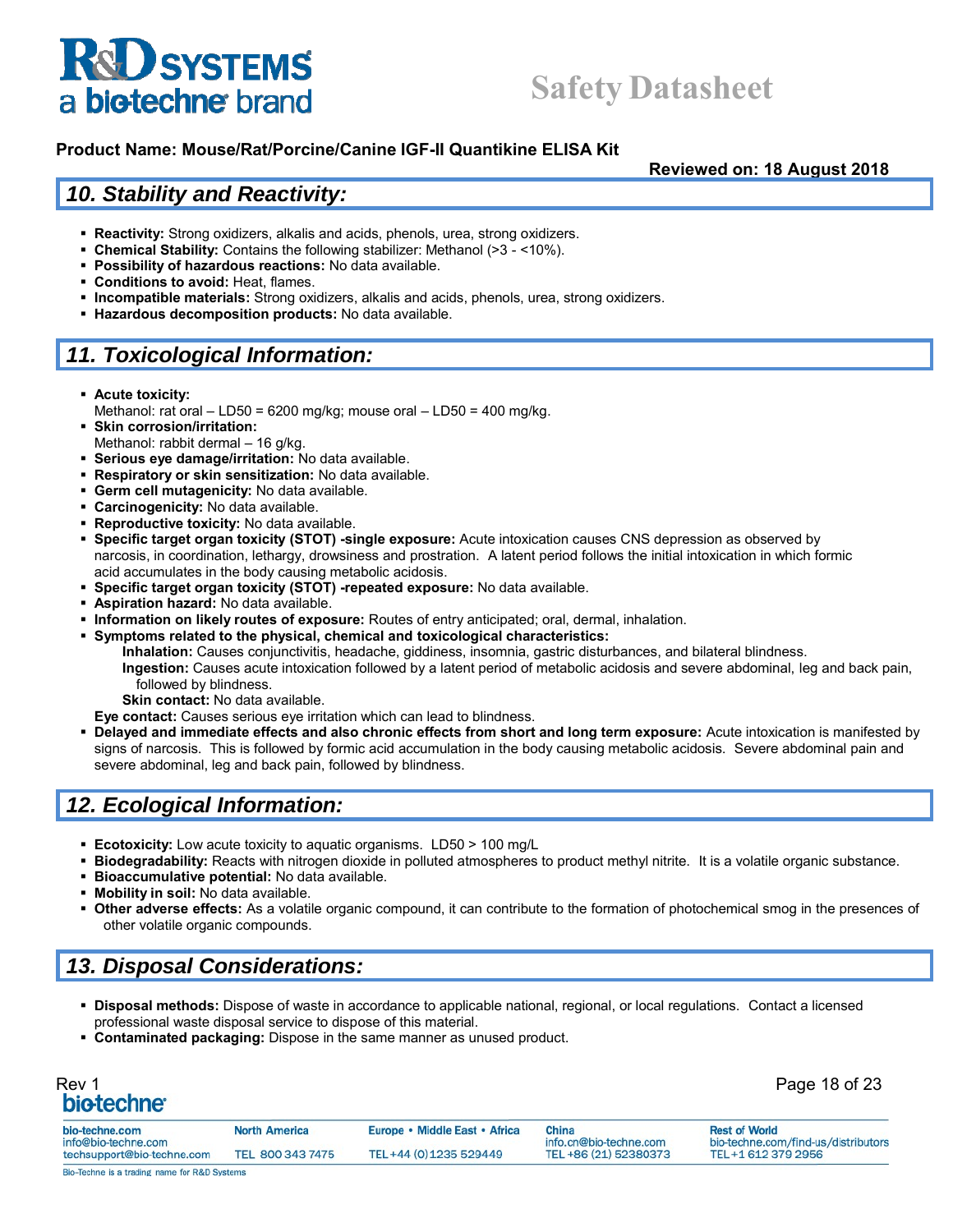**Product Name: Mouse/Rat/Porcine/Canine IGF-II Quantikine ELISA Kit**

**Reviewed on: 18 August 2018**

## *10. Stability and Reactivity:*

- **Reactivity:** Strong oxidizers, alkalis and acids, phenols, urea, strong oxidizers.
- **Chemical Stability:** Contains the following stabilizer: Methanol (>3 - <10%).
- **Possibility of hazardous reactions:** No data available.
- **Conditions to avoid:** Heat, flames.
- **Incompatible materials:** Strong oxidizers, alkalis and acids, phenols, urea, strong oxidizers.
- **Hazardous decomposition products:** No data available.

## *11. Toxicological Information:*

- **Acute toxicity:**
  Methanol: rat oral – LD50 = 6200 mg/kg; mouse oral – LD50 = 400 mg/kg.
- **Skin corrosion/irritation:**
  Methanol: rabbit dermal – 16 g/kg.
- **Serious eye damage/irritation:** No data available.
- **Respiratory or skin sensitization:** No data available.
- **Germ cell mutagenicity:** No data available.
- **Carcinogenicity:** No data available.
- **Reproductive toxicity:** No data available.
- **Specific target organ toxicity (STOT) -single exposure:** Acute intoxication causes CNS depression as observed by narcosis, in coordination, lethargy, drowsiness and prostration. A latent period follows the initial intoxication in which formic acid accumulates in the body causing metabolic acidosis.
- **Specific target organ toxicity (STOT) -repeated exposure:** No data available.
- **Aspiration hazard:** No data available.
- **Information on likely routes of exposure:** Routes of entry anticipated; oral, dermal, inhalation.
- **Symptoms related to the physical, chemical and toxicological characteristics:**
  - **Inhalation:** Causes conjunctivitis, headache, giddiness, insomnia, gastric disturbances, and bilateral blindness.
  - **Ingestion:** Causes acute intoxication followed by a latent period of metabolic acidosis and severe abdominal, leg and back pain, followed by blindness.
  - **Skin contact:** No data available.

  **Eye contact:** Causes serious eye irritation which can lead to blindness.
- **Delayed and immediate effects and also chronic effects from short and long term exposure:** Acute intoxication is manifested by signs of narcosis. This is followed by formic acid accumulation in the body causing metabolic acidosis. Severe abdominal pain and severe abdominal, leg and back pain, followed by blindness.

## *12. Ecological Information:*

- **Ecotoxicity:** Low acute toxicity to aquatic organisms. LD50 > 100 mg/L
- **Biodegradability:** Reacts with nitrogen dioxide in polluted atmospheres to product methyl nitrite. It is a volatile organic substance.
- **Bioaccumulative potential:** No data available.
- **Mobility in soil:** No data available.
- **Other adverse effects:** As a volatile organic compound, it can contribute to the formation of photochemical smog in the presences of other volatile organic compounds.

## *13. Disposal Considerations:*

- **Disposal methods:** Dispose of waste in accordance to applicable national, regional, or local regulations. Contact a licensed professional waste disposal service to dispose of this material.
- **Contaminated packaging:** Dispose in the same manner as unused product.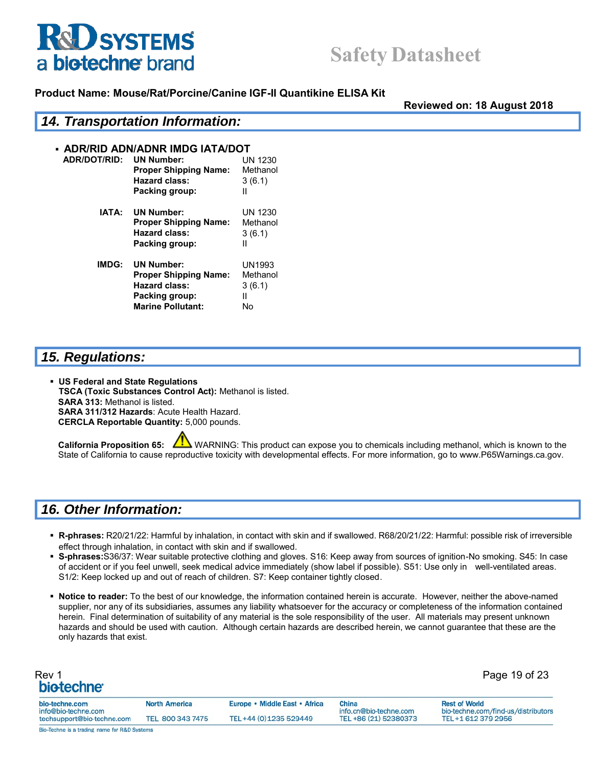**Product Name: Mouse/Rat/Porcine/Canine IGF-II Quantikine ELISA Kit**

**Reviewed on: 18 August 2018**

## 14. Transportation Information:

- **ADR/RID ADN/ADNR IMDG IATA/DOT**

| | | |
|---|---|---|
| **ADR/DOT/RID:** | **UN Number:** | UN 1230 |
| | **Proper Shipping Name:** | Methanol |
| | **Hazard class:** | 3 (6.1) |
| | **Packing group:** | II |
| **IATA:** | **UN Number:** | UN 1230 |
| | **Proper Shipping Name:** | Methanol |
| | **Hazard class:** | 3 (6.1) |
| | **Packing group:** | II |
| **IMDG:** | **UN Number:** | UN1993 |
| | **Proper Shipping Name:** | Methanol |
| | **Hazard class:** | 3 (6.1) |
| | **Packing group:** | II |
| | **Marine Pollutant:** | No |

## 15. Regulations:

- **US Federal and State Regulations**
  **TSCA (Toxic Substances Control Act):** Methanol is listed.
  **SARA 313:** Methanol is listed.
  **SARA 311/312 Hazards**: Acute Health Hazard.
  **CERCLA Reportable Quantity:** 5,000 pounds.

  **California Proposition 65:** WARNING: This product can expose you to chemicals including methanol, which is known to the State of California to cause reproductive toxicity with developmental effects. For more information, go to www.P65Warnings.ca.gov.

## 16. Other Information:

- **R-phrases:** R20/21/22: Harmful by inhalation, in contact with skin and if swallowed. R68/20/21/22: Harmful: possible risk of irreversible effect through inhalation, in contact with skin and if swallowed.
- **S-phrases:**S36/37: Wear suitable protective clothing and gloves. S16: Keep away from sources of ignition-No smoking. S45: In case of accident or if you feel unwell, seek medical advice immediately (show label if possible). S51: Use only in well-ventilated areas. S1/2: Keep locked up and out of reach of children. S7: Keep container tightly closed.

- **Notice to reader:** To the best of our knowledge, the information contained herein is accurate. However, neither the above-named supplier, nor any of its subsidiaries, assumes any liability whatsoever for the accuracy or completeness of the information contained herein. Final determination of suitability of any material is the sole responsibility of the user. All materials may present unknown hazards and should be used with caution. Although certain hazards are described herein, we cannot guarantee that these are the only hazards that exist.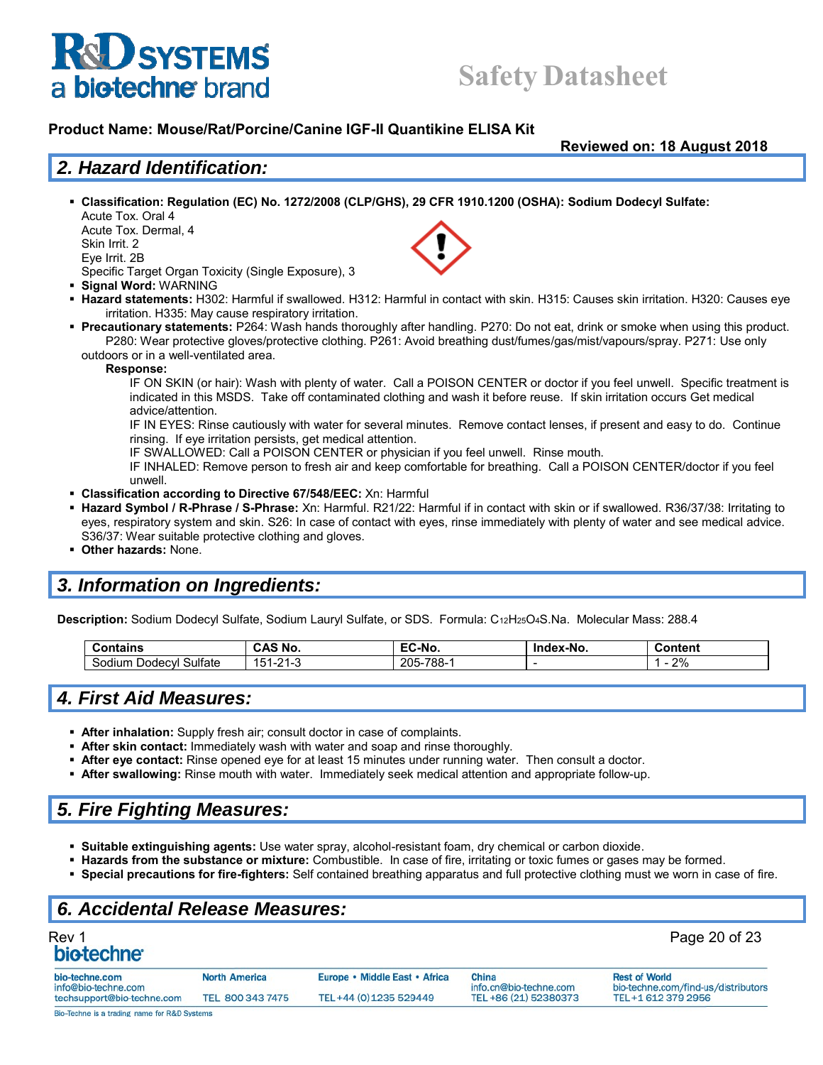**Product Name: Mouse/Rat/Porcine/Canine IGF-II Quantikine ELISA Kit**

**Reviewed on: 18 August 2018**

## 2. Hazard Identification:

- **Classification: Regulation (EC) No. 1272/2008 (CLP/GHS), 29 CFR 1910.1200 (OSHA): Sodium Dodecyl Sulfate:**
  Acute Tox. Oral 4
  Acute Tox. Dermal, 4
  Skin Irrit. 2
  Eye Irrit. 2B
  Specific Target Organ Toxicity (Single Exposure), 3
- **Signal Word:** WARNING
- **Hazard statements:** H302: Harmful if swallowed. H312: Harmful in contact with skin. H315: Causes skin irritation. H320: Causes eye irritation. H335: May cause respiratory irritation.
- **Precautionary statements:** P264: Wash hands thoroughly after handling. P270: Do not eat, drink or smoke when using this product. P280: Wear protective gloves/protective clothing. P261: Avoid breathing dust/fumes/gas/mist/vapours/spray. P271: Use only outdoors or in a well-ventilated area.

  **Response:**

  IF ON SKIN (or hair): Wash with plenty of water. Call a POISON CENTER or doctor if you feel unwell. Specific treatment is indicated in this MSDS. Take off contaminated clothing and wash it before reuse. If skin irritation occurs Get medical advice/attention.

  IF IN EYES: Rinse cautiously with water for several minutes. Remove contact lenses, if present and easy to do. Continue rinsing. If eye irritation persists, get medical attention.

  IF SWALLOWED: Call a POISON CENTER or physician if you feel unwell. Rinse mouth.

  IF INHALED: Remove person to fresh air and keep comfortable for breathing. Call a POISON CENTER/doctor if you feel unwell.
- **Classification according to Directive 67/548/EEC:** Xn: Harmful
- **Hazard Symbol / R-Phrase / S-Phrase:** Xn: Harmful. R21/22: Harmful if in contact with skin or if swallowed. R36/37/38: Irritating to eyes, respiratory system and skin. S26: In case of contact with eyes, rinse immediately with plenty of water and see medical advice. S36/37: Wear suitable protective clothing and gloves.
- **Other hazards:** None.

## 3. Information on Ingredients:

**Description:** Sodium Dodecyl Sulfate, Sodium Lauryl Sulfate, or SDS. Formula: $C_{12}H_{25}O_4S.Na$. Molecular Mass: 288.4

| Contains | CAS No. | EC-No. | Index-No. | Content |
|---|---|---|---|---|
| Sodium Dodecyl Sulfate | 151-21-3 | 205-788-1 | - | 1 - 2% |

## 4. First Aid Measures:

- **After inhalation:** Supply fresh air; consult doctor in case of complaints.
- **After skin contact:** Immediately wash with water and soap and rinse thoroughly.
- **After eye contact:** Rinse opened eye for at least 15 minutes under running water. Then consult a doctor.
- **After swallowing:** Rinse mouth with water. Immediately seek medical attention and appropriate follow-up.

## 5. Fire Fighting Measures:

- **Suitable extinguishing agents:** Use water spray, alcohol-resistant foam, dry chemical or carbon dioxide.
- **Hazards from the substance or mixture:** Combustible. In case of fire, irritating or toxic fumes or gases may be formed.
- **Special precautions for fire-fighters:** Self contained breathing apparatus and full protective clothing must we worn in case of fire.

## 6. Accidental Release Measures: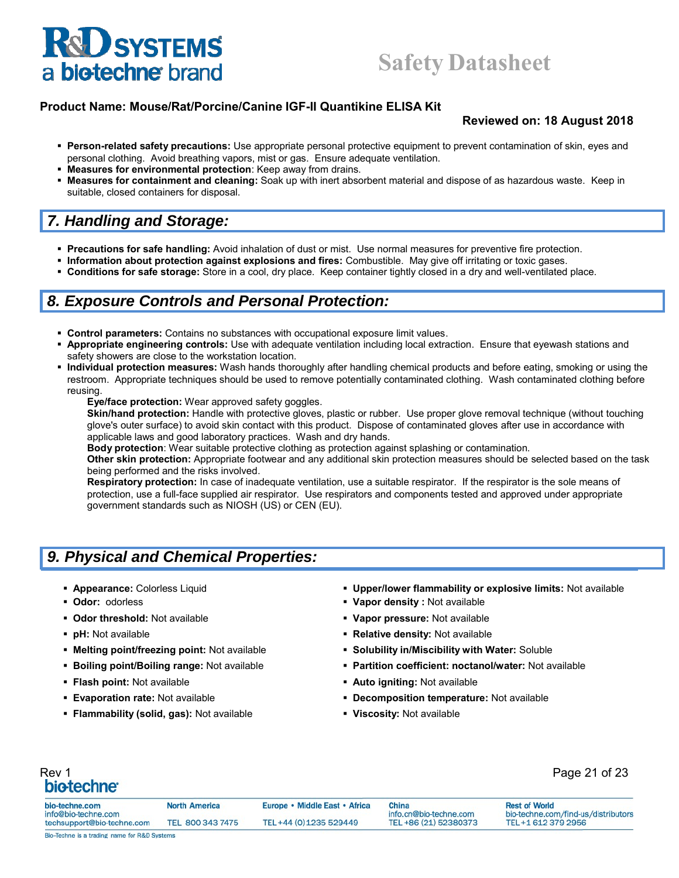- **Person-related safety precautions:** Use appropriate personal protective equipment to prevent contamination of skin, eyes and personal clothing. Avoid breathing vapors, mist or gas. Ensure adequate ventilation.
- **Measures for environmental protection**: Keep away from drains.
- **Measures for containment and cleaning:** Soak up with inert absorbent material and dispose of as hazardous waste. Keep in suitable, closed containers for disposal.

## 7. Handling and Storage:

- **Precautions for safe handling:** Avoid inhalation of dust or mist. Use normal measures for preventive fire protection.
- **Information about protection against explosions and fires:** Combustible. May give off irritating or toxic gases.
- **Conditions for safe storage:** Store in a cool, dry place. Keep container tightly closed in a dry and well-ventilated place.

## 8. Exposure Controls and Personal Protection:

- **Control parameters:** Contains no substances with occupational exposure limit values.
- **Appropriate engineering controls:** Use with adequate ventilation including local extraction. Ensure that eyewash stations and safety showers are close to the workstation location.
- **Individual protection measures:** Wash hands thoroughly after handling chemical products and before eating, smoking or using the restroom. Appropriate techniques should be used to remove potentially contaminated clothing. Wash contaminated clothing before reusing.

  **Eye/face protection:** Wear approved safety goggles.

  **Skin/hand protection:** Handle with protective gloves, plastic or rubber. Use proper glove removal technique (without touching glove's outer surface) to avoid skin contact with this product. Dispose of contaminated gloves after use in accordance with applicable laws and good laboratory practices. Wash and dry hands.

  **Body protection**: Wear suitable protective clothing as protection against splashing or contamination.

  **Other skin protection:** Appropriate footwear and any additional skin protection measures should be selected based on the task being performed and the risks involved.

  **Respiratory protection:** In case of inadequate ventilation, use a suitable respirator. If the respirator is the sole means of protection, use a full-face supplied air respirator. Use respirators and components tested and approved under appropriate government standards such as NIOSH (US) or CEN (EU).

## 9. Physical and Chemical Properties:

- **Appearance:** Colorless Liquid
- **Odor:** odorless
- **Odor threshold:** Not available
- **pH:** Not available
- **Melting point/freezing point:** Not available
- **Boiling point/Boiling range:** Not available
- **Flash point:** Not available
- **Evaporation rate:** Not available
- **Flammability (solid, gas):** Not available
- **Upper/lower flammability or explosive limits:** Not available
- **Vapor density :** Not available
- **Vapor pressure:** Not available
- **Relative density:** Not available
- **Solubility in/Miscibility with Water:** Soluble
- **Partition coefficient: noctanol/water:** Not available
- **Auto igniting:** Not available
- **Decomposition temperature:** Not available
- **Viscosity:** Not available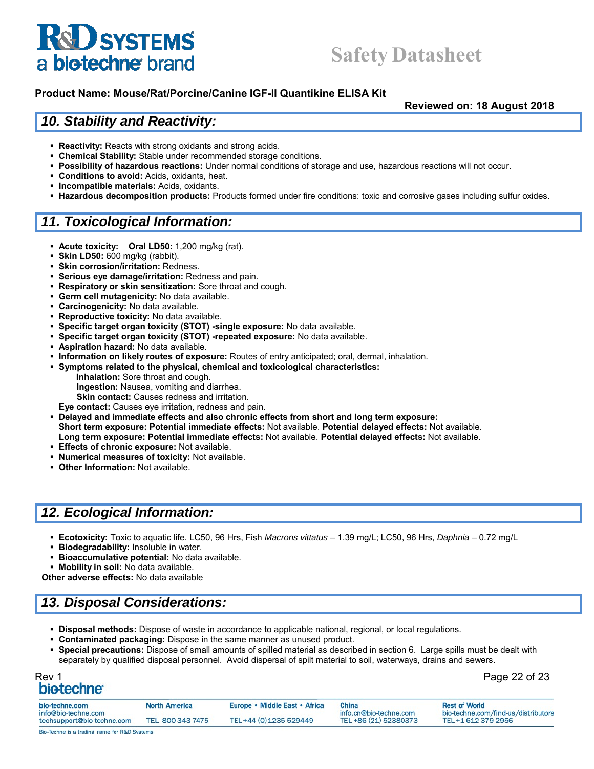**Product Name: Mouse/Rat/Porcine/Canine IGF-II Quantikine ELISA Kit**

**Reviewed on: 18 August 2018**

## 10. Stability and Reactivity:

- **Reactivity:** Reacts with strong oxidants and strong acids.
- **Chemical Stability:** Stable under recommended storage conditions.
- **Possibility of hazardous reactions:** Under normal conditions of storage and use, hazardous reactions will not occur.
- **Conditions to avoid:** Acids, oxidants, heat.
- **Incompatible materials:** Acids, oxidants.
- **Hazardous decomposition products:** Products formed under fire conditions: toxic and corrosive gases including sulfur oxides.

## 11. Toxicological Information:

- **Acute toxicity:** **Oral LD50:** 1,200 mg/kg (rat).
- **Skin LD50:** 600 mg/kg (rabbit).
- **Skin corrosion/irritation:** Redness.
- **Serious eye damage/irritation:** Redness and pain.
- **Respiratory or skin sensitization:** Sore throat and cough.
- **Germ cell mutagenicity:** No data available.
- **Carcinogenicity:** No data available.
- **Reproductive toxicity:** No data available.
- **Specific target organ toxicity (STOT) -single exposure:** No data available.
- **Specific target organ toxicity (STOT) -repeated exposure:** No data available.
- **Aspiration hazard:** No data available.
- **Information on likely routes of exposure:** Routes of entry anticipated; oral, dermal, inhalation.
- **Symptoms related to the physical, chemical and toxicological characteristics:**
  - **Inhalation:** Sore throat and cough.
  - **Ingestion:** Nausea, vomiting and diarrhea.
  - **Skin contact:** Causes redness and irritation.

  **Eye contact:** Causes eye irritation, redness and pain.
- **Delayed and immediate effects and also chronic effects from short and long term exposure:**
  **Short term exposure: Potential immediate effects:** Not available. **Potential delayed effects:** Not available.
  **Long term exposure: Potential immediate effects:** Not available. **Potential delayed effects:** Not available.
- **Effects of chronic exposure:** Not available.
- **Numerical measures of toxicity:** Not available.
- **Other Information:** Not available.

## 12. Ecological Information:

- **Ecotoxicity:** Toxic to aquatic life. LC50, 96 Hrs, Fish *Macrons vittatus* – 1.39 mg/L; LC50, 96 Hrs, *Daphnia* – 0.72 mg/L
- **Biodegradability:** Insoluble in water.
- **Bioaccumulative potential:** No data available.
- **Mobility in soil:** No data available.

**Other adverse effects:** No data available

## 13. Disposal Considerations:

- **Disposal methods:** Dispose of waste in accordance to applicable national, regional, or local regulations.
- **Contaminated packaging:** Dispose in the same manner as unused product.
- **Special precautions:** Dispose of small amounts of spilled material as described in section 6. Large spills must be dealt with separately by qualified disposal personnel. Avoid dispersal of spilt material to soil, waterways, drains and sewers.

Rev 1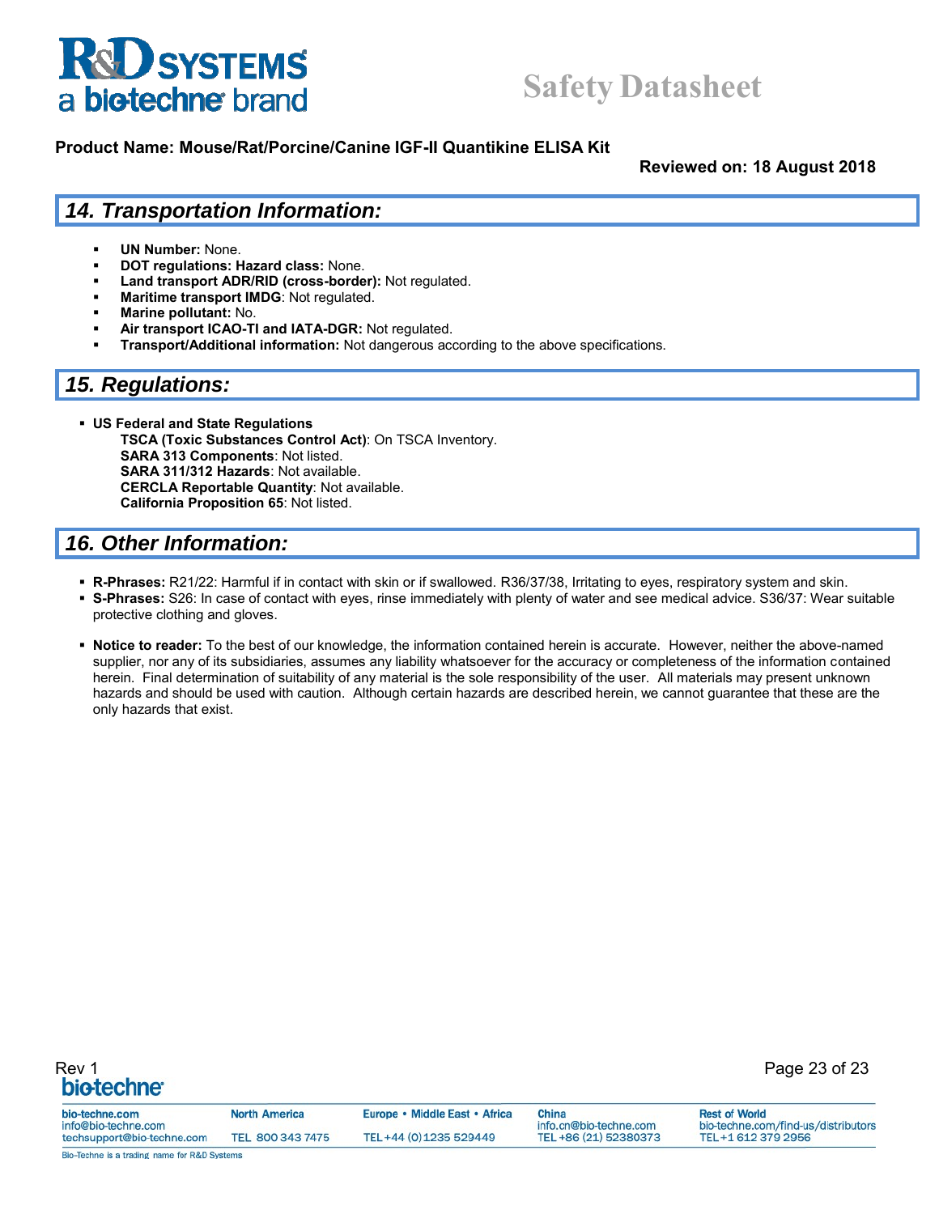## 14. Transportation Information:

- **UN Number:** None.
- **DOT regulations: Hazard class:** None.
- **Land transport ADR/RID (cross-border):** Not regulated.
- **Maritime transport IMDG**: Not regulated.
- **Marine pollutant:** No.
- **Air transport ICAO-TI and IATA-DGR:** Not regulated.
- **Transport/Additional information:** Not dangerous according to the above specifications.

## 15. Regulations:

- **US Federal and State Regulations**
  - **TSCA (Toxic Substances Control Act)**: On TSCA Inventory.
  - **SARA 313 Components**: Not listed.
  - **SARA 311/312 Hazards**: Not available.
  - **CERCLA Reportable Quantity**: Not available.
  - **California Proposition 65**: Not listed.

## 16. Other Information:

- **R-Phrases:** R21/22: Harmful if in contact with skin or if swallowed. R36/37/38, Irritating to eyes, respiratory system and skin.
- **S-Phrases:** S26: In case of contact with eyes, rinse immediately with plenty of water and see medical advice. S36/37: Wear suitable protective clothing and gloves.

- **Notice to reader:** To the best of our knowledge, the information contained herein is accurate. However, neither the above-named supplier, nor any of its subsidiaries, assumes any liability whatsoever for the accuracy or completeness of the information contained herein. Final determination of suitability of any material is the sole responsibility of the user. All materials may present unknown hazards and should be used with caution. Although certain hazards are described herein, we cannot guarantee that these are the only hazards that exist.